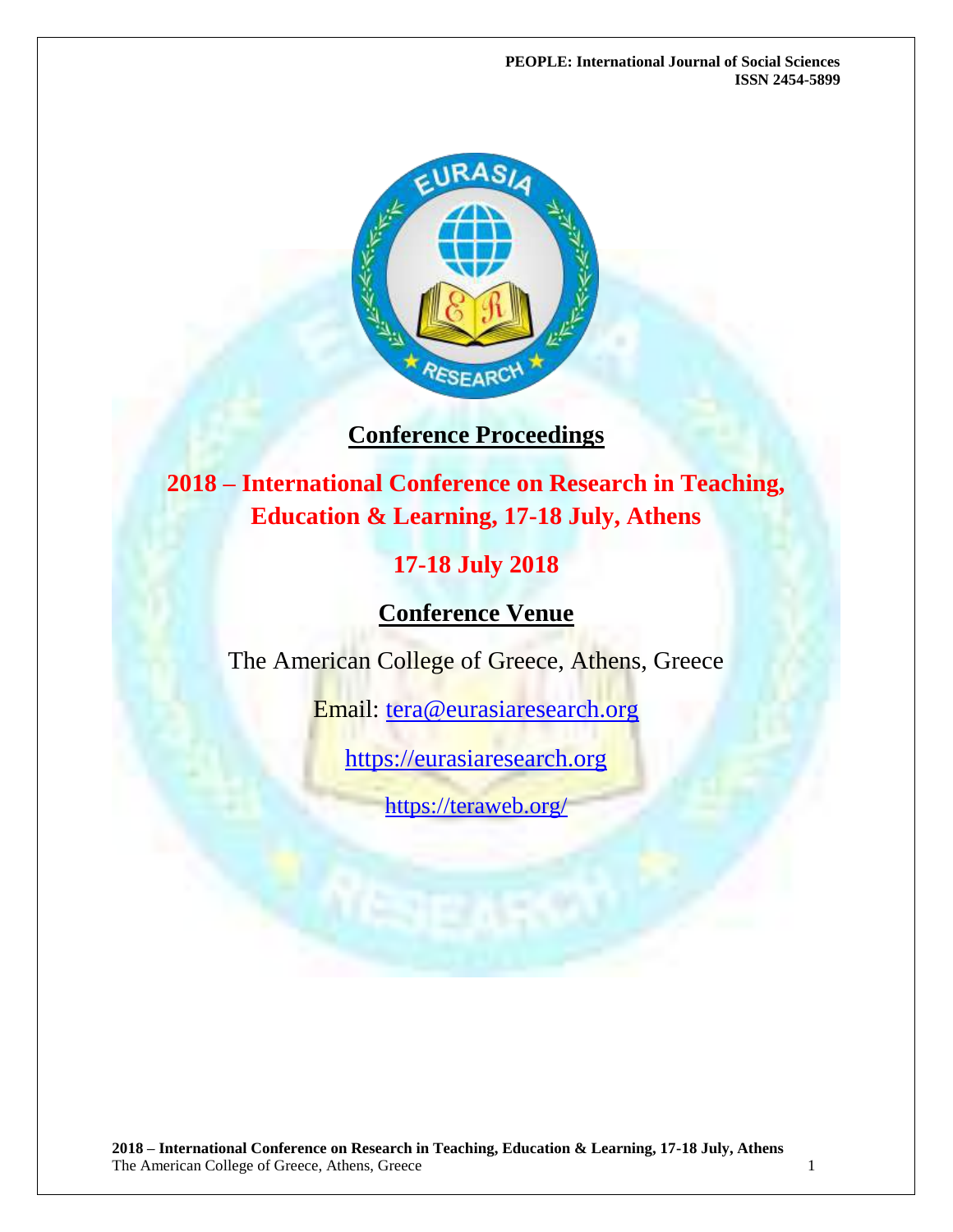# Conference Proceedings

## 2018 – International Conference on Research in Teaching, Education & Learning, 17-18 July, Athens

## 17-18 July 2018

## Conference Venue

The American College of Greece, Athens, Greece

Email: tera@eurasiaresearch.org

https://eurasiaresearch.org

https://teraweb.org/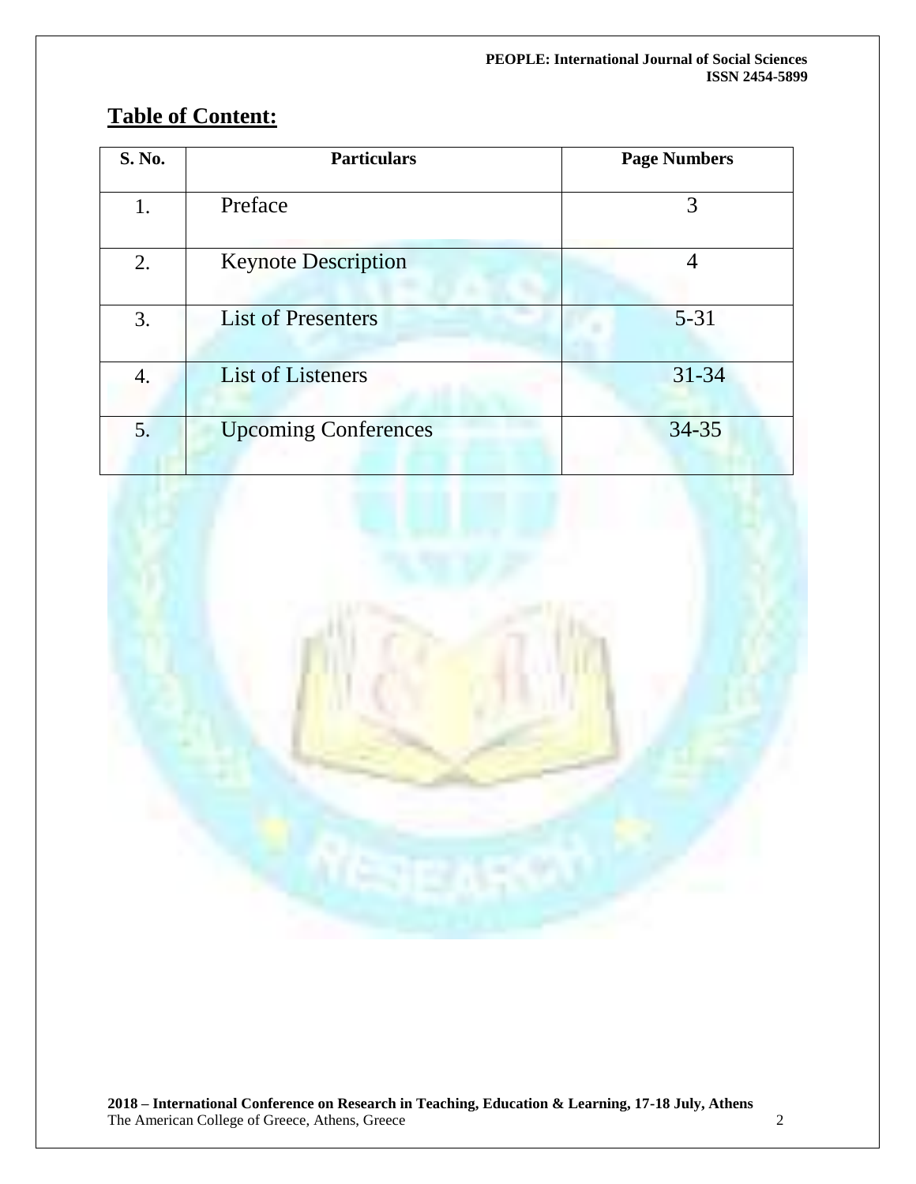## Table of Content:

| S. No. | Particulars | Page Numbers |
|---|---|---|
| 1. | Preface | 3 |
| 2. | Keynote Description | 4 |
| 3. | List of Presenters | 5-31 |
| 4. | List of Listeners | 31-34 |
| 5. | Upcoming Conferences | 34-35 |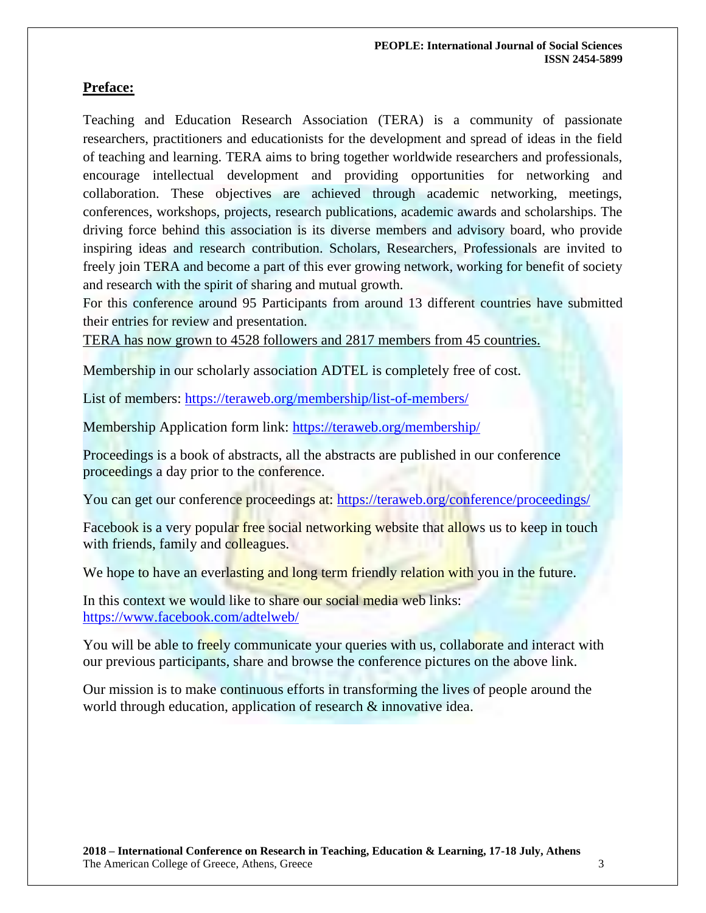## Preface:

Teaching and Education Research Association (TERA) is a community of passionate researchers, practitioners and educationists for the development and spread of ideas in the field of teaching and learning. TERA aims to bring together worldwide researchers and professionals, encourage intellectual development and providing opportunities for networking and collaboration. These objectives are achieved through academic networking, meetings, conferences, workshops, projects, research publications, academic awards and scholarships. The driving force behind this association is its diverse members and advisory board, who provide inspiring ideas and research contribution. Scholars, Researchers, Professionals are invited to freely join TERA and become a part of this ever growing network, working for benefit of society and research with the spirit of sharing and mutual growth.

For this conference around 95 Participants from around 13 different countries have submitted their entries for review and presentation.

TERA has now grown to 4528 followers and 2817 members from 45 countries.

Membership in our scholarly association ADTEL is completely free of cost.

List of members: https://teraweb.org/membership/list-of-members/

Membership Application form link: https://teraweb.org/membership/

Proceedings is a book of abstracts, all the abstracts are published in our conference proceedings a day prior to the conference.

You can get our conference proceedings at: https://teraweb.org/conference/proceedings/

Facebook is a very popular free social networking website that allows us to keep in touch with friends, family and colleagues.

We hope to have an everlasting and long term friendly relation with you in the future.

In this context we would like to share our social media web links:
https://www.facebook.com/adtelweb/

You will be able to freely communicate your queries with us, collaborate and interact with our previous participants, share and browse the conference pictures on the above link.

Our mission is to make continuous efforts in transforming the lives of people around the world through education, application of research & innovative idea.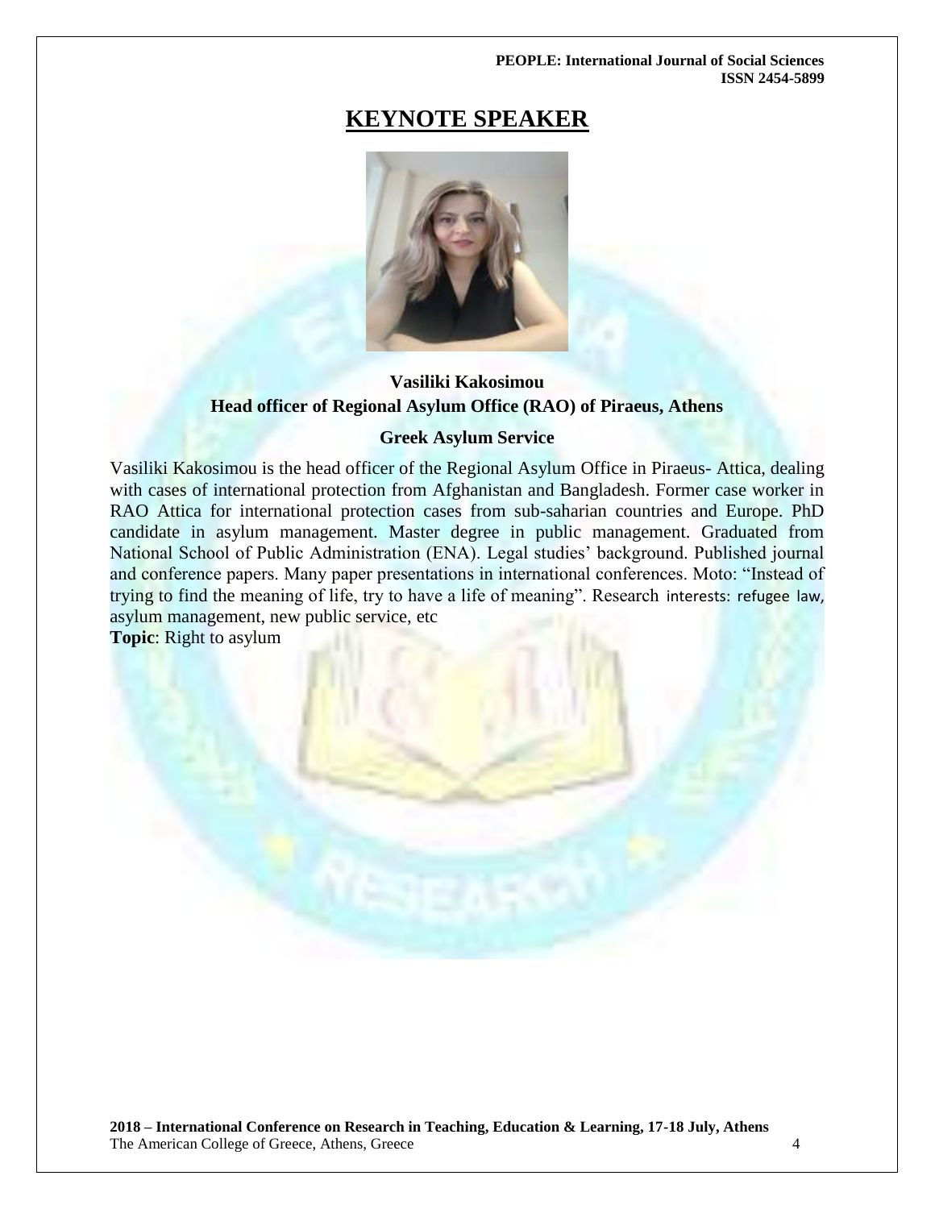# KEYNOTE SPEAKER

**Vasiliki Kakosimou**
**Head officer of Regional Asylum Office (RAO) of Piraeus, Athens**

**Greek Asylum Service**

Vasiliki Kakosimou is the head officer of the Regional Asylum Office in Piraeus- Attica, dealing with cases of international protection from Afghanistan and Bangladesh. Former case worker in RAO Attica for international protection cases from sub-saharian countries and Europe. PhD candidate in asylum management. Master degree in public management. Graduated from National School of Public Administration (ENA). Legal studies' background. Published journal and conference papers. Many paper presentations in international conferences. Moto: "Instead of trying to find the meaning of life, try to have a life of meaning". Research interests: refugee law, asylum management, new public service, etc

**Topic**: Right to asylum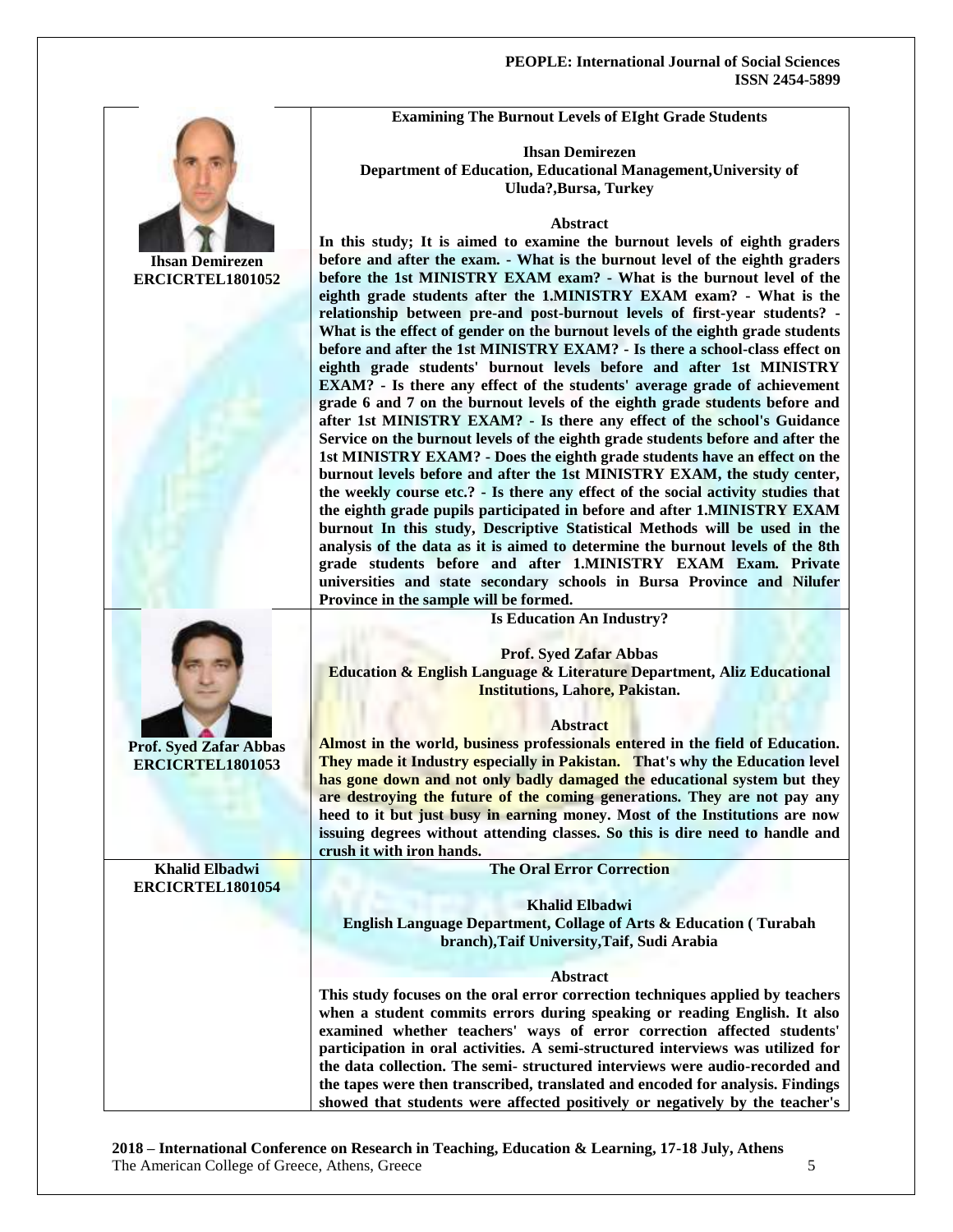**Ihsan Demirezen**
**ERCICRTEL1801052**

## Examining The Burnout Levels of EIght Grade Students

**Ihsan Demirezen**
**Department of Education, Educational Management,University of Uluda?,Bursa, Turkey**

### Abstract

**In this study; It is aimed to examine the burnout levels of eighth graders before and after the exam. - What is the burnout level of the eighth graders before the 1st MINISTRY EXAM exam? - What is the burnout level of the eighth grade students after the 1.MINISTRY EXAM exam? - What is the relationship between pre-and post-burnout levels of first-year students? - What is the effect of gender on the burnout levels of the eighth grade students before and after the 1st MINISTRY EXAM? - Is there a school-class effect on eighth grade students' burnout levels before and after 1st MINISTRY EXAM? - Is there any effect of the students' average grade of achievement grade 6 and 7 on the burnout levels of the eighth grade students before and after 1st MINISTRY EXAM? - Is there any effect of the school's Guidance Service on the burnout levels of the eighth grade students before and after the 1st MINISTRY EXAM? - Does the eighth grade students have an effect on the burnout levels before and after the 1st MINISTRY EXAM, the study center, the weekly course etc.? - Is there any effect of the social activity studies that the eighth grade pupils participated in before and after 1.MINISTRY EXAM burnout In this study, Descriptive Statistical Methods will be used in the analysis of the data as it is aimed to determine the burnout levels of the 8th grade students before and after 1.MINISTRY EXAM Exam. Private universities and state secondary schools in Bursa Province and Nilufer Province in the sample will be formed.**

---

**Prof. Syed Zafar Abbas**
**ERCICRTEL1801053**

## Is Education An Industry?

**Prof. Syed Zafar Abbas**
**Education & English Language & Literature Department, Aliz Educational Institutions, Lahore, Pakistan.**

### Abstract

**Almost in the world, business professionals entered in the field of Education. They made it Industry especially in Pakistan. That's why the Education level has gone down and not only badly damaged the educational system but they are destroying the future of the coming generations. They are not pay any heed to it but just busy in earning money. Most of the Institutions are now issuing degrees without attending classes. So this is dire need to handle and crush it with iron hands.**

---

**Khalid Elbadwi**
**ERCICRTEL1801054**

## The Oral Error Correction

**Khalid Elbadwi**
**English Language Department, Collage of Arts & Education ( Turabah branch),Taif University,Taif, Sudi Arabia**

### Abstract

**This study focuses on the oral error correction techniques applied by teachers when a student commits errors during speaking or reading English. It also examined whether teachers' ways of error correction affected students' participation in oral activities. A semi-structured interviews was utilized for the data collection. The semi- structured interviews were audio-recorded and the tapes were then transcribed, translated and encoded for analysis. Findings showed that students were affected positively or negatively by the teacher's**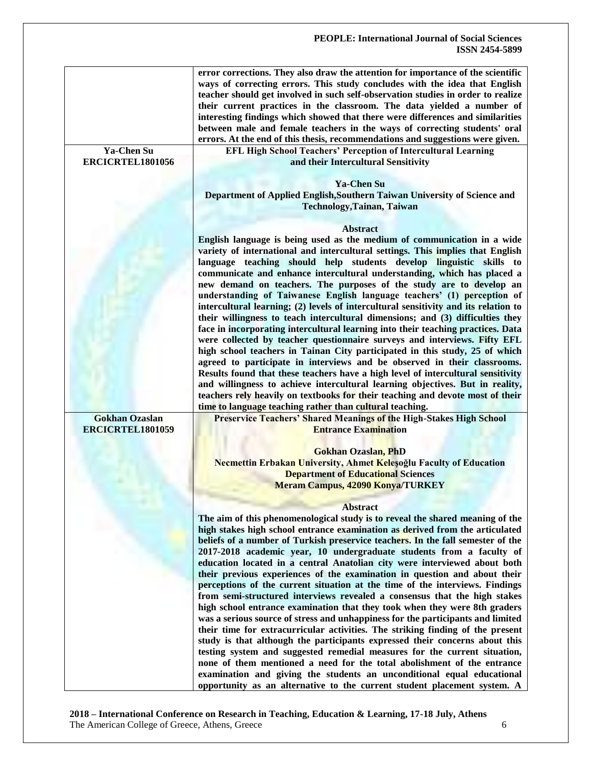| | |
|---|---|
| | **error corrections. They also draw the attention for importance of the scientific ways of correcting errors. This study concludes with the idea that English teacher should get involved in such self-observation studies in order to realize their current practices in the classroom. The data yielded a number of interesting findings which showed that there were differences and similarities between male and female teachers in the ways of correcting students' oral errors. At the end of this thesis, recommendations and suggestions were given.** |
| **Ya-Chen Su**<br>**ERCICRTEL1801056** | **EFL High School Teachers' Perception of Intercultural Learning and their Intercultural Sensitivity**<br><br>**Ya-Chen Su**<br>**Department of Applied English,Southern Taiwan University of Science and Technology,Tainan, Taiwan**<br><br>**Abstract**<br>**English language is being used as the medium of communication in a wide variety of international and intercultural settings. This implies that English language teaching should help students develop linguistic skills to communicate and enhance intercultural understanding, which has placed a new demand on teachers. The purposes of the study are to develop an understanding of Taiwanese English language teachers' (1) perception of intercultural learning; (2) levels of intercultural sensitivity and its relation to their willingness to teach intercultural dimensions; and (3) difficulties they face in incorporating intercultural learning into their teaching practices. Data were collected by teacher questionnaire surveys and interviews. Fifty EFL high school teachers in Tainan City participated in this study, 25 of which agreed to participate in interviews and be observed in their classrooms. Results found that these teachers have a high level of intercultural sensitivity and willingness to achieve intercultural learning objectives. But in reality, teachers rely heavily on textbooks for their teaching and devote most of their time to language teaching rather than cultural teaching.** |
| **Gokhan Ozaslan**<br>**ERCICRTEL1801059** | **Preservice Teachers' Shared Meanings of the High-Stakes High School Entrance Examination**<br><br>**Gokhan Ozaslan, PhD**<br>**Necmettin Erbakan University, Ahmet Keleşoğlu Faculty of Education**<br>**Department of Educational Sciences**<br>**Meram Campus, 42090 Konya/TURKEY**<br><br>**Abstract**<br>**The aim of this phenomenological study is to reveal the shared meaning of the high stakes high school entrance examination as derived from the articulated beliefs of a number of Turkish preservice teachers. In the fall semester of the 2017-2018 academic year, 10 undergraduate students from a faculty of education located in a central Anatolian city were interviewed about both their previous experiences of the examination in question and about their perceptions of the current situation at the time of the interviews. Findings from semi-structured interviews revealed a consensus that the high stakes high school entrance examination that they took when they were 8th graders was a serious source of stress and unhappiness for the participants and limited their time for extracurricular activities. The striking finding of the present study is that although the participants expressed their concerns about this testing system and suggested remedial measures for the current situation, none of them mentioned a need for the total abolishment of the entrance examination and giving the students an unconditional equal educational opportunity as an alternative to the current student placement system. A** |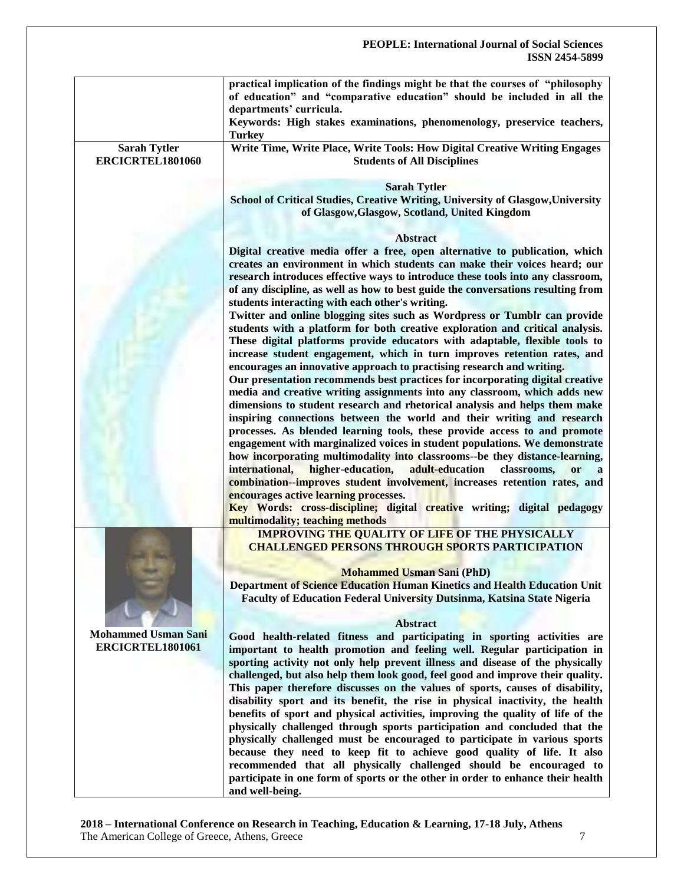practical implication of the findings might be that the courses of "philosophy of education" and "comparative education" should be included in all the departments' curricula.

Keywords: High stakes examinations, phenomenology, preservice teachers, Turkey

---

**Sarah Tytler**
**ERCICRTEL1801060**

## Write Time, Write Place, Write Tools: How Digital Creative Writing Engages Students of All Disciplines

**Sarah Tytler**
**School of Critical Studies, Creative Writing, University of Glasgow,University of Glasgow,Glasgow, Scotland, United Kingdom**

### Abstract

Digital creative media offer a free, open alternative to publication, which creates an environment in which students can make their voices heard; our research introduces effective ways to introduce these tools into any classroom, of any discipline, as well as how to best guide the conversations resulting from students interacting with each other's writing.

Twitter and online blogging sites such as Wordpress or Tumblr can provide students with a platform for both creative exploration and critical analysis. These digital platforms provide educators with adaptable, flexible tools to increase student engagement, which in turn improves retention rates, and encourages an innovative approach to practising research and writing.

Our presentation recommends best practices for incorporating digital creative media and creative writing assignments into any classroom, which adds new dimensions to student research and rhetorical analysis and helps them make inspiring connections between the world and their writing and research processes. As blended learning tools, these provide access to and promote engagement with marginalized voices in student populations. We demonstrate how incorporating multimodality into classrooms--be they distance-learning, international, higher-education, adult-education classrooms, or a combination--improves student involvement, increases retention rates, and encourages active learning processes.

Key Words: cross-discipline; digital creative writing; digital pedagogy multimodality; teaching methods

---

**Mohammed Usman Sani**
**ERCICRTEL1801061**

## IMPROVING THE QUALITY OF LIFE OF THE PHYSICALLY CHALLENGED PERSONS THROUGH SPORTS PARTICIPATION

**Mohammed Usman Sani (PhD)**
**Department of Science Education Human Kinetics and Health Education Unit Faculty of Education Federal University Dutsinma, Katsina State Nigeria**

### Abstract

Good health-related fitness and participating in sporting activities are important to health promotion and feeling well. Regular participation in sporting activity not only help prevent illness and disease of the physically challenged, but also help them look good, feel good and improve their quality. This paper therefore discusses on the values of sports, causes of disability, disability sport and its benefit, the rise in physical inactivity, the health benefits of sport and physical activities, improving the quality of life of the physically challenged through sports participation and concluded that the physically challenged must be encouraged to participate in various sports because they need to keep fit to achieve good quality of life. It also recommended that all physically challenged should be encouraged to participate in one form of sports or the other in order to enhance their health and well-being.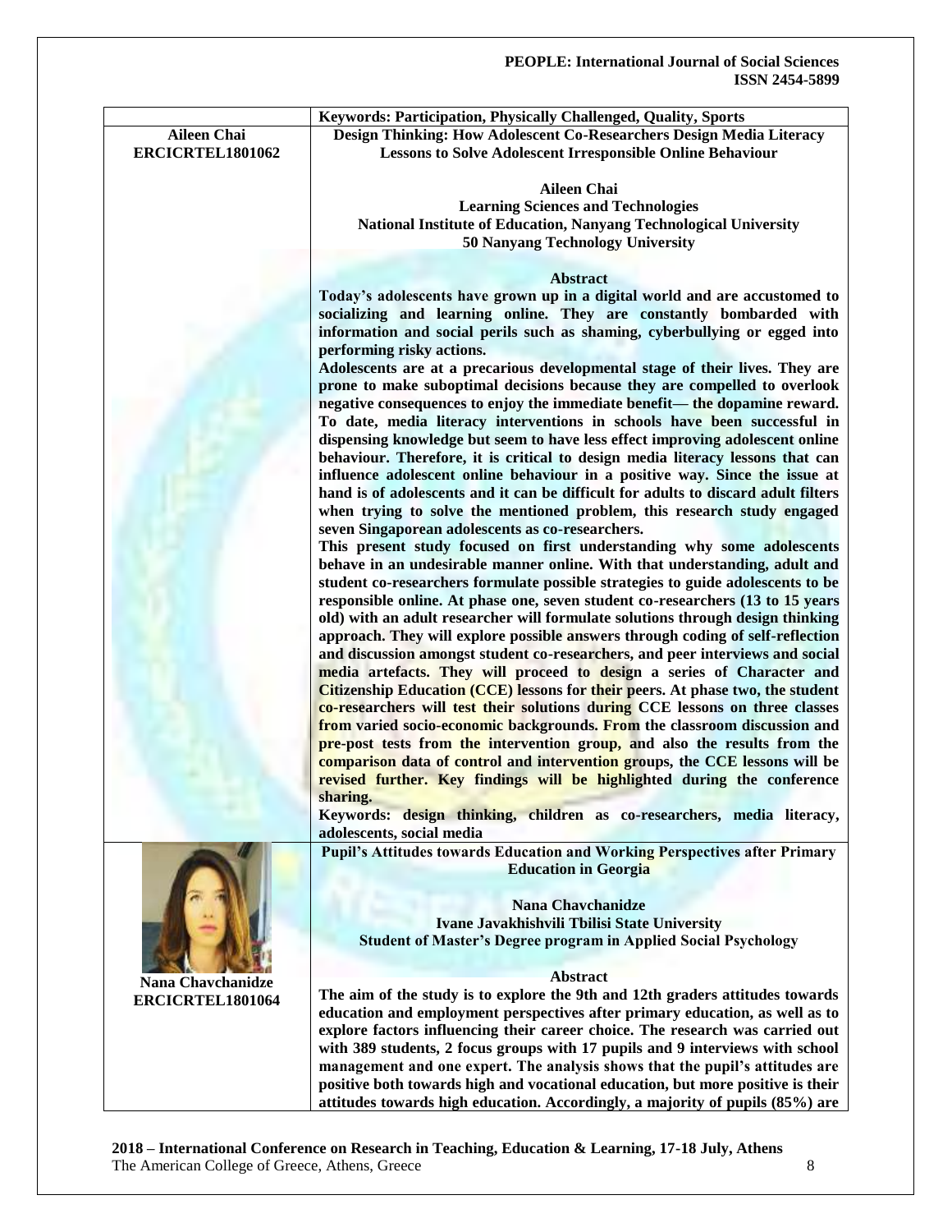| | Keywords: Participation, Physically Challenged, Quality, Sports |
|---|---|
| **Aileen Chai**<br>**ERCICRTEL1801062** | **Design Thinking: How Adolescent Co-Researchers Design Media Literacy Lessons to Solve Adolescent Irresponsible Online Behaviour**<br><br>**Aileen Chai**<br>**Learning Sciences and Technologies**<br>**National Institute of Education, Nanyang Technological University**<br>**50 Nanyang Technology University**<br><br>**Abstract**<br>Today's adolescents have grown up in a digital world and are accustomed to socializing and learning online. They are constantly bombarded with information and social perils such as shaming, cyberbullying or egged into performing risky actions.<br>Adolescents are at a precarious developmental stage of their lives. They are prone to make suboptimal decisions because they are compelled to overlook negative consequences to enjoy the immediate benefit— the dopamine reward. To date, media literacy interventions in schools have been successful in dispensing knowledge but seem to have less effect improving adolescent online behaviour. Therefore, it is critical to design media literacy lessons that can influence adolescent online behaviour in a positive way. Since the issue at hand is of adolescents and it can be difficult for adults to discard adult filters when trying to solve the mentioned problem, this research study engaged seven Singaporean adolescents as co-researchers.<br>This present study focused on first understanding why some adolescents behave in an undesirable manner online. With that understanding, adult and student co-researchers formulate possible strategies to guide adolescents to be responsible online. At phase one, seven student co-researchers (13 to 15 years old) with an adult researcher will formulate solutions through design thinking approach. They will explore possible answers through coding of self-reflection and discussion amongst student co-researchers, and peer interviews and social media artefacts. They will proceed to design a series of Character and Citizenship Education (CCE) lessons for their peers. At phase two, the student co-researchers will test their solutions during CCE lessons on three classes from varied socio-economic backgrounds. From the classroom discussion and pre-post tests from the intervention group, and also the results from the comparison data of control and intervention groups, the CCE lessons will be revised further. Key findings will be highlighted during the conference sharing.<br>Keywords: design thinking, children as co-researchers, media literacy, adolescents, social media |
| **Nana Chavchanidze**<br>**ERCICRTEL1801064** | **Pupil's Attitudes towards Education and Working Perspectives after Primary Education in Georgia**<br><br>**Nana Chavchanidze**<br>**Ivane Javakhishvili Tbilisi State University**<br>**Student of Master's Degree program in Applied Social Psychology**<br><br>**Abstract**<br>The aim of the study is to explore the 9th and 12th graders attitudes towards education and employment perspectives after primary education, as well as to explore factors influencing their career choice. The research was carried out with 389 students, 2 focus groups with 17 pupils and 9 interviews with school management and one expert. The analysis shows that the pupil's attitudes are positive both towards high and vocational education, but more positive is their attitudes towards high education. Accordingly, a majority of pupils (85%) are |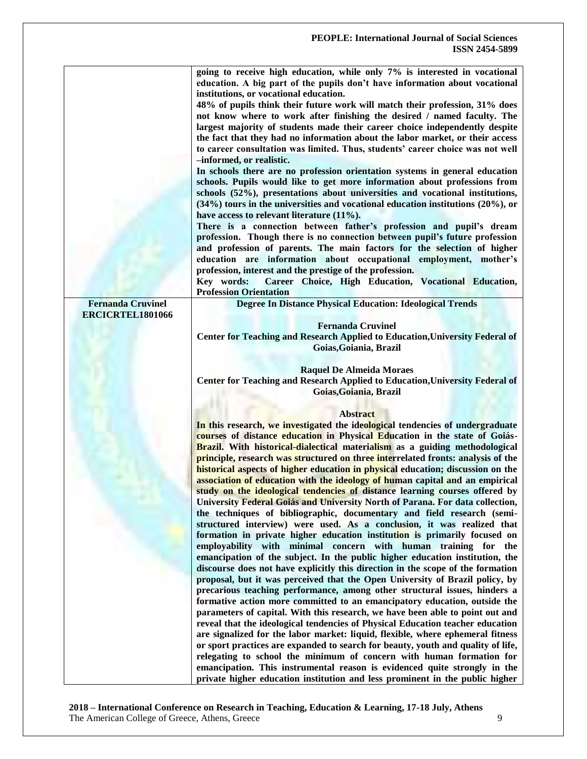| | |
|---|---|
| | **going to receive high education, while only 7% is interested in vocational education. A big part of the pupils don't have information about vocational institutions, or vocational education.**<br>**48% of pupils think their future work will match their profession, 31% does not know where to work after finishing the desired / named faculty. The largest majority of students made their career choice independently despite the fact that they had no information about the labor market, or their access to career consultation was limited. Thus, students' career choice was not well –informed, or realistic.**<br>**In schools there are no profession orientation systems in general education schools. Pupils would like to get more information about professions from schools (52%), presentations about universities and vocational institutions, (34%) tours in the universities and vocational education institutions (20%), or have access to relevant literature (11%).**<br>**There is a connection between father's profession and pupil's dream profession. Though there is no connection between pupil's future profession and profession of parents. The main factors for the selection of higher education are information about occupational employment, mother's profession, interest and the prestige of the profession.**<br>**Key words: Career Choice, High Education, Vocational Education, Profession Orientation** |
| **Fernanda Cruvinel**<br>**ERCICRTEL1801066** | **Degree In Distance Physical Education: Ideological Trends**<br><br>**Fernanda Cruvinel**<br>**Center for Teaching and Research Applied to Education,University Federal of Goias,Goiania, Brazil**<br><br>**Raquel De Almeida Moraes**<br>**Center for Teaching and Research Applied to Education,University Federal of Goias,Goiania, Brazil**<br><br>**Abstract**<br>**In this research, we investigated the ideological tendencies of undergraduate courses of distance education in Physical Education in the state of Goiás-Brazil. With historical-dialectical materialism as a guiding methodological principle, research was structured on three interrelated fronts: analysis of the historical aspects of higher education in physical education; discussion on the association of education with the ideology of human capital and an empirical study on the ideological tendencies of distance learning courses offered by University Federal Goiás and University North of Parana. For data collection, the techniques of bibliographic, documentary and field research (semi-structured interview) were used. As a conclusion, it was realized that formation in private higher education institution is primarily focused on employability with minimal concern with human training for the emancipation of the subject. In the public higher education institution, the discourse does not have explicitly this direction in the scope of the formation proposal, but it was perceived that the Open University of Brazil policy, by precarious teaching performance, among other structural issues, hinders a formative action more committed to an emancipatory education, outside the parameters of capital. With this research, we have been able to point out and reveal that the ideological tendencies of Physical Education teacher education are signalized for the labor market: liquid, flexible, where ephemeral fitness or sport practices are expanded to search for beauty, youth and quality of life, relegating to school the minimum of concern with human formation for emancipation. This instrumental reason is evidenced quite strongly in the private higher education institution and less prominent in the public higher** |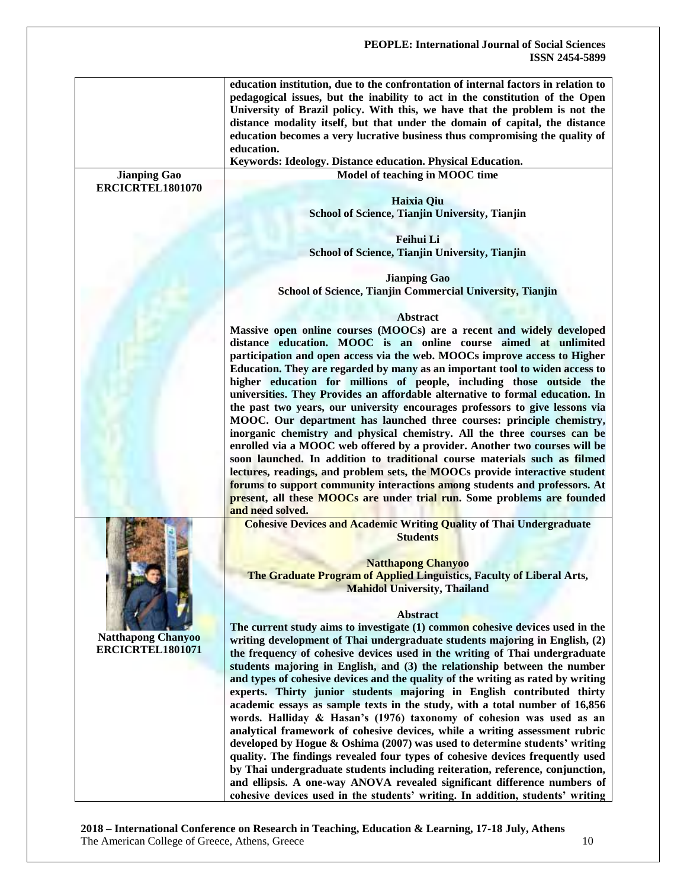education institution, due to the confrontation of internal factors in relation to pedagogical issues, but the inability to act in the constitution of the Open University of Brazil policy. With this, we have that the problem is not the distance modality itself, but that under the domain of capital, the distance education becomes a very lucrative business thus compromising the quality of education.

**Keywords: Ideology. Distance education. Physical Education.**

---

**Jianping Gao**
**ERCICRTEL1801070**

### Model of teaching in MOOC time

**Haixia Qiu**
**School of Science, Tianjin University, Tianjin**

**Feihui Li**
**School of Science, Tianjin University, Tianjin**

**Jianping Gao**
**School of Science, Tianjin Commercial University, Tianjin**

**Abstract**

**Massive open online courses (MOOCs) are a recent and widely developed distance education. MOOC is an online course aimed at unlimited participation and open access via the web. MOOCs improve access to Higher Education. They are regarded by many as an important tool to widen access to higher education for millions of people, including those outside the universities. They Provides an affordable alternative to formal education. In the past two years, our university encourages professors to give lessons via MOOC. Our department has launched three courses: principle chemistry, inorganic chemistry and physical chemistry. All the three courses can be enrolled via a MOOC web offered by a provider. Another two courses will be soon launched. In addition to traditional course materials such as filmed lectures, readings, and problem sets, the MOOCs provide interactive student forums to support community interactions among students and professors. At present, all these MOOCs are under trial run. Some problems are founded and need solved.**

---

**Natthapong Chanyoo**
**ERCICRTEL1801071**

### Cohesive Devices and Academic Writing Quality of Thai Undergraduate Students

**Natthapong Chanyoo**
**The Graduate Program of Applied Linguistics, Faculty of Liberal Arts, Mahidol University, Thailand**

**Abstract**

**The current study aims to investigate (1) common cohesive devices used in the writing development of Thai undergraduate students majoring in English, (2) the frequency of cohesive devices used in the writing of Thai undergraduate students majoring in English, and (3) the relationship between the number and types of cohesive devices and the quality of the writing as rated by writing experts. Thirty junior students majoring in English contributed thirty academic essays as sample texts in the study, with a total number of 16,856 words. Halliday & Hasan's (1976) taxonomy of cohesion was used as an analytical framework of cohesive devices, while a writing assessment rubric developed by Hogue & Oshima (2007) was used to determine students' writing quality. The findings revealed four types of cohesive devices frequently used by Thai undergraduate students including reiteration, reference, conjunction, and ellipsis. A one-way ANOVA revealed significant difference numbers of cohesive devices used in the students' writing. In addition, students' writing**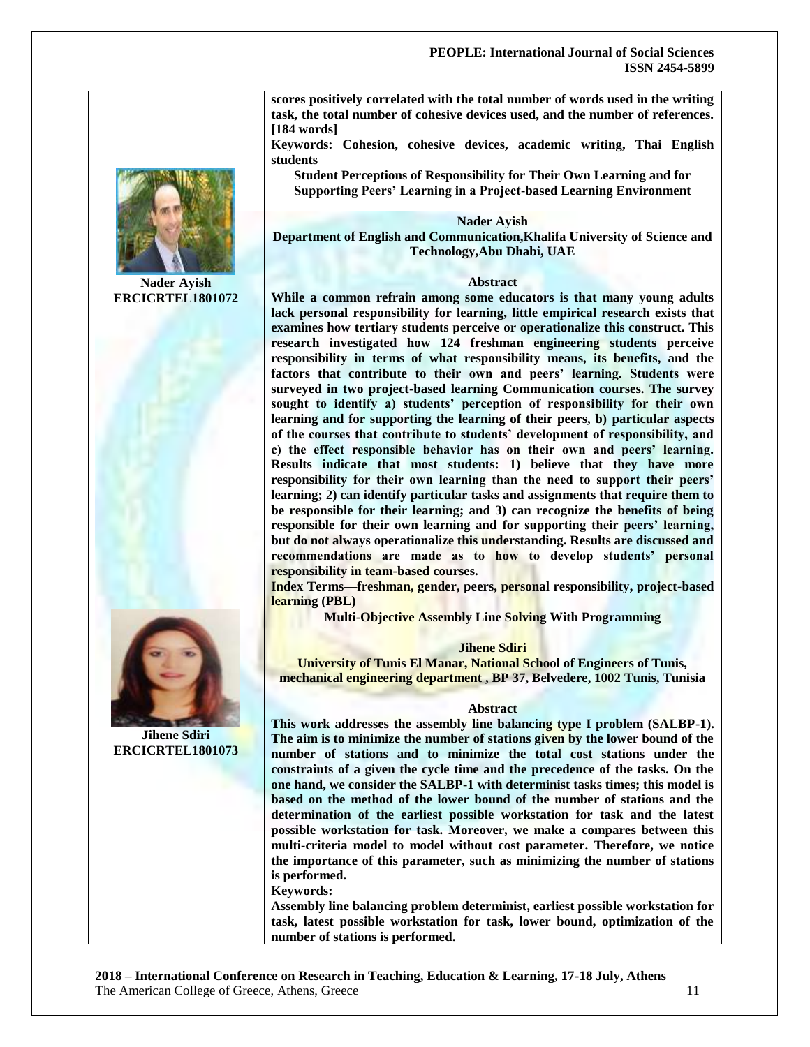scores positively correlated with the total number of words used in the writing task, the total number of cohesive devices used, and the number of references. [184 words]

**Keywords:** Cohesion, cohesive devices, academic writing, Thai English students

---

**Nader Ayish**
**ERCICRTEL1801072**

### Student Perceptions of Responsibility for Their Own Learning and for Supporting Peers' Learning in a Project-based Learning Environment

**Nader Ayish**
**Department of English and Communication,Khalifa University of Science and Technology,Abu Dhabi, UAE**

**Abstract**

While a common refrain among some educators is that many young adults lack personal responsibility for learning, little empirical research exists that examines how tertiary students perceive or operationalize this construct. This research investigated how 124 freshman engineering students perceive responsibility in terms of what responsibility means, its benefits, and the factors that contribute to their own and peers' learning. Students were surveyed in two project-based learning Communication courses. The survey sought to identify a) students' perception of responsibility for their own learning and for supporting the learning of their peers, b) particular aspects of the courses that contribute to students' development of responsibility, and c) the effect responsible behavior has on their own and peers' learning. Results indicate that most students: 1) believe that they have more responsibility for their own learning than the need to support their peers' learning; 2) can identify particular tasks and assignments that require them to be responsible for their learning; and 3) can recognize the benefits of being responsible for their own learning and for supporting their peers' learning, but do not always operationalize this understanding. Results are discussed and recommendations are made as to how to develop students' personal responsibility in team-based courses.

**Index Terms—freshman, gender, peers, personal responsibility, project-based learning (PBL)**

---

**Jihene Sdiri**
**ERCICRTEL1801073**

### Multi-Objective Assembly Line Solving With Programming

**Jihene Sdiri**
**University of Tunis El Manar, National School of Engineers of Tunis, mechanical engineering department , BP 37, Belvedere, 1002 Tunis, Tunisia**

**Abstract**

This work addresses the assembly line balancing type I problem (SALBP-1). The aim is to minimize the number of stations given by the lower bound of the number of stations and to minimize the total cost stations under the constraints of a given the cycle time and the precedence of the tasks. On the one hand, we consider the SALBP-1 with determinist tasks times; this model is based on the method of the lower bound of the number of stations and the determination of the earliest possible workstation for task and the latest possible workstation for task. Moreover, we make a compares between this multi-criteria model to model without cost parameter. Therefore, we notice the importance of this parameter, such as minimizing the number of stations is performed.

**Keywords:**

Assembly line balancing problem determinist, earliest possible workstation for task, latest possible workstation for task, lower bound, optimization of the number of stations is performed.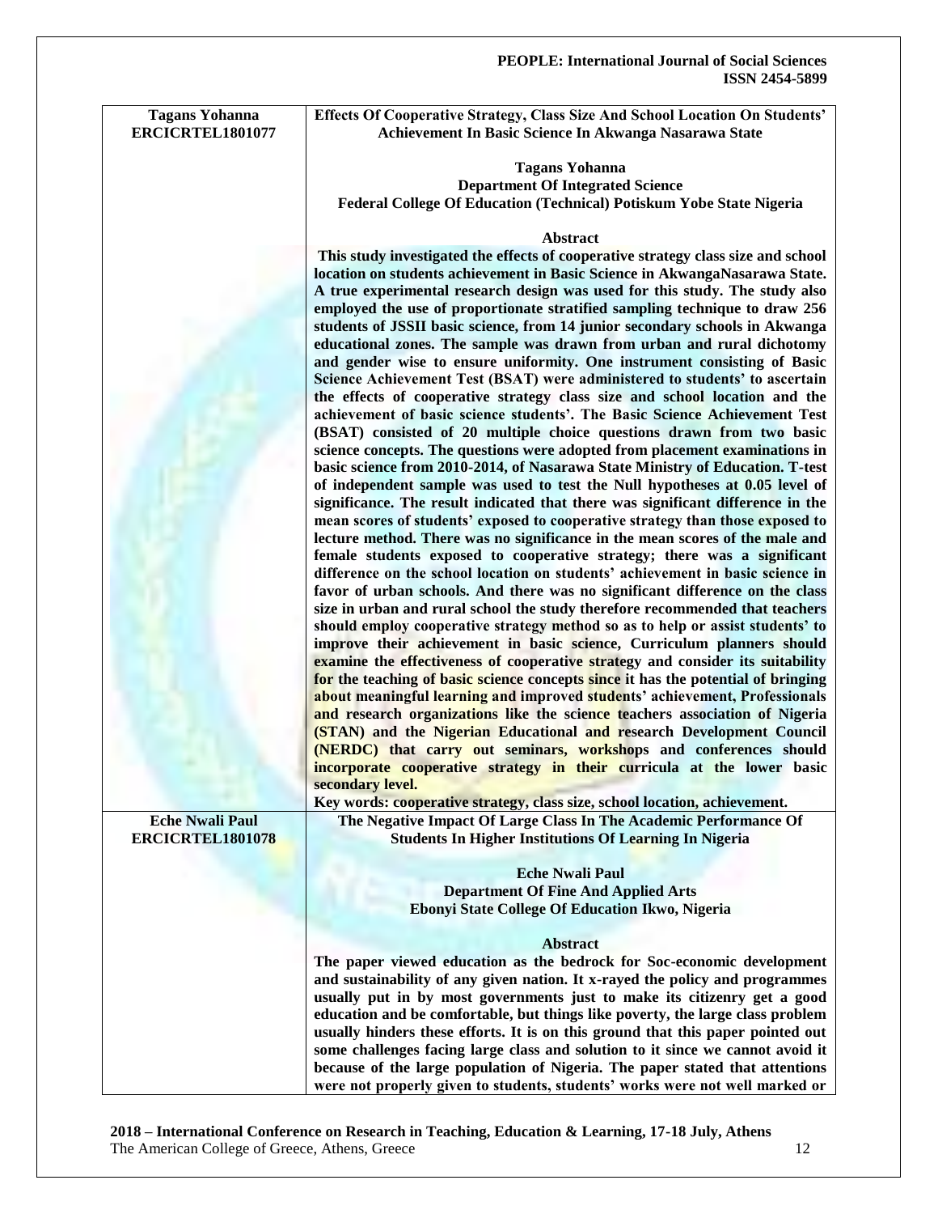| | |
|---|---|
| **Tagans Yohanna**<br>**ERCICRTEL1801077** | **Effects Of Cooperative Strategy, Class Size And School Location On Students' Achievement In Basic Science In Akwanga Nasarawa State**<br><br>**Tagans Yohanna**<br>**Department Of Integrated Science**<br>**Federal College Of Education (Technical) Potiskum Yobe State Nigeria**<br><br>**Abstract**<br>**This study investigated the effects of cooperative strategy class size and school location on students achievement in Basic Science in AkwangaNasarawa State. A true experimental research design was used for this study. The study also employed the use of proportionate stratified sampling technique to draw 256 students of JSSII basic science, from 14 junior secondary schools in Akwanga educational zones. The sample was drawn from urban and rural dichotomy and gender wise to ensure uniformity. One instrument consisting of Basic Science Achievement Test (BSAT) were administered to students' to ascertain the effects of cooperative strategy class size and school location and the achievement of basic science students'. The Basic Science Achievement Test (BSAT) consisted of 20 multiple choice questions drawn from two basic science concepts. The questions were adopted from placement examinations in basic science from 2010-2014, of Nasarawa State Ministry of Education. T-test of independent sample was used to test the Null hypotheses at 0.05 level of significance. The result indicated that there was significant difference in the mean scores of students' exposed to cooperative strategy than those exposed to lecture method. There was no significance in the mean scores of the male and female students exposed to cooperative strategy; there was a significant difference on the school location on students' achievement in basic science in favor of urban schools. And there was no significant difference on the class size in urban and rural school the study therefore recommended that teachers should employ cooperative strategy method so as to help or assist students' to improve their achievement in basic science, Curriculum planners should examine the effectiveness of cooperative strategy and consider its suitability for the teaching of basic science concepts since it has the potential of bringing about meaningful learning and improved students' achievement, Professionals and research organizations like the science teachers association of Nigeria (STAN) and the Nigerian Educational and research Development Council (NERDC) that carry out seminars, workshops and conferences should incorporate cooperative strategy in their curricula at the lower basic secondary level.**<br>**Key words: cooperative strategy, class size, school location, achievement.** |
| **Eche Nwali Paul**<br>**ERCICRTEL1801078** | **The Negative Impact Of Large Class In The Academic Performance Of Students In Higher Institutions Of Learning In Nigeria**<br><br>**Eche Nwali Paul**<br>**Department Of Fine And Applied Arts**<br>**Ebonyi State College Of Education Ikwo, Nigeria**<br><br>**Abstract**<br>**The paper viewed education as the bedrock for Soc-economic development and sustainability of any given nation. It x-rayed the policy and programmes usually put in by most governments just to make its citizenry get a good education and be comfortable, but things like poverty, the large class problem usually hinders these efforts. It is on this ground that this paper pointed out some challenges facing large class and solution to it since we cannot avoid it because of the large population of Nigeria. The paper stated that attentions were not properly given to students, students' works were not well marked or** |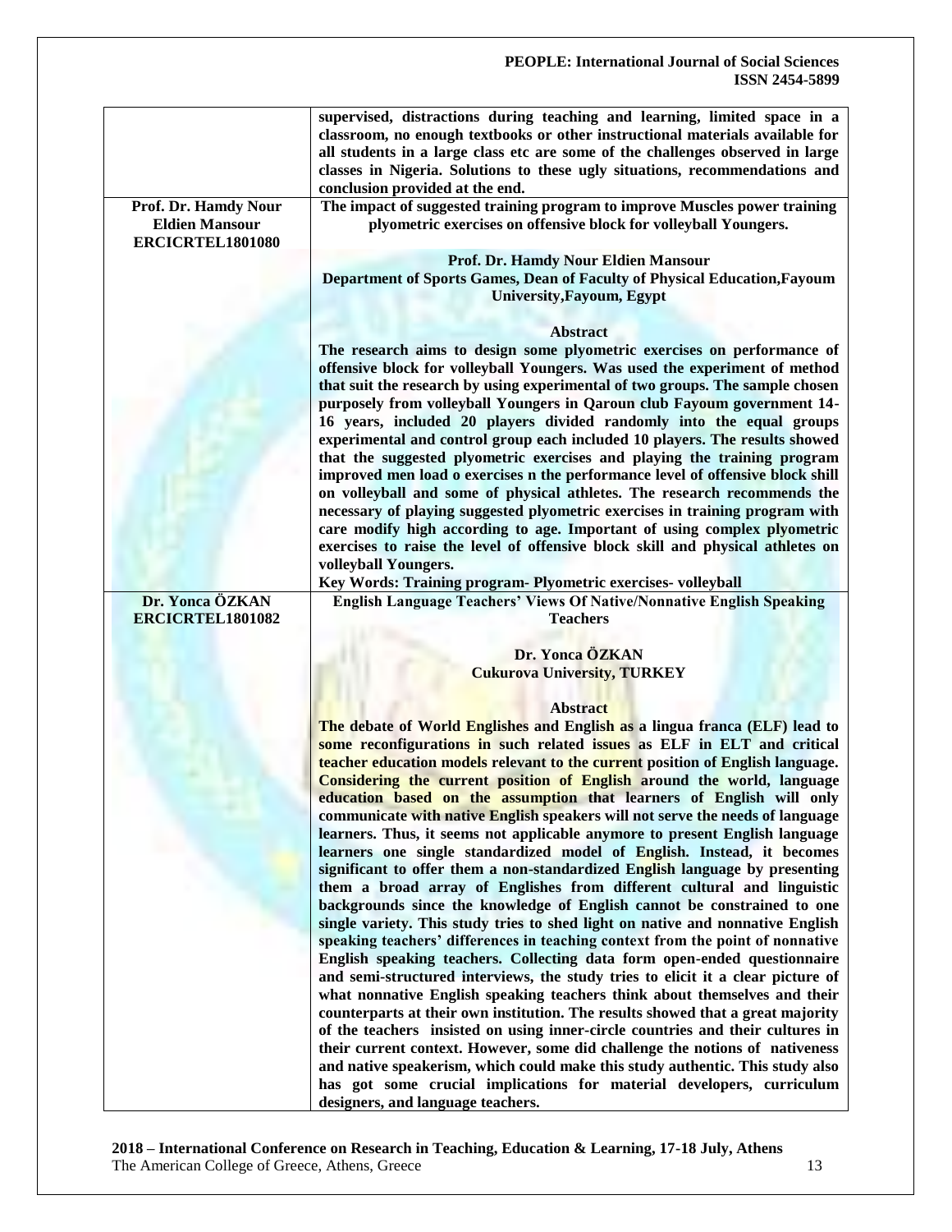| | |
|---|---|
| | **supervised, distractions during teaching and learning, limited space in a classroom, no enough textbooks or other instructional materials available for all students in a large class etc are some of the challenges observed in large classes in Nigeria. Solutions to these ugly situations, recommendations and conclusion provided at the end.** |
| **Prof. Dr. Hamdy Nour Eldien Mansour ERCICRTEL1801080** | **The impact of suggested training program to improve Muscles power training plyometric exercises on offensive block for volleyball Youngers.**<br><br>**Prof. Dr. Hamdy Nour Eldien Mansour**<br>**Department of Sports Games, Dean of Faculty of Physical Education,Fayoum University,Fayoum, Egypt**<br><br>**Abstract**<br>**The research aims to design some plyometric exercises on performance of offensive block for volleyball Youngers. Was used the experiment of method that suit the research by using experimental of two groups. The sample chosen purposely from volleyball Youngers in Qaroun club Fayoum government 14-16 years, included 20 players divided randomly into the equal groups experimental and control group each included 10 players. The results showed that the suggested plyometric exercises and playing the training program improved men load o exercises n the performance level of offensive block shill on volleyball and some of physical athletes. The research recommends the necessary of playing suggested plyometric exercises in training program with care modify high according to age. Important of using complex plyometric exercises to raise the level of offensive block skill and physical athletes on volleyball Youngers.**<br>**Key Words: Training program- Plyometric exercises- volleyball** |
| **Dr. Yonca ÖZKAN ERCICRTEL1801082** | **English Language Teachers' Views Of Native/Nonnative English Speaking Teachers**<br><br>**Dr. Yonca ÖZKAN**<br>**Cukurova University, TURKEY**<br><br>**Abstract**<br>**The debate of World Englishes and English as a lingua franca (ELF) lead to some reconfigurations in such related issues as ELF in ELT and critical teacher education models relevant to the current position of English language. Considering the current position of English around the world, language education based on the assumption that learners of English will only communicate with native English speakers will not serve the needs of language learners. Thus, it seems not applicable anymore to present English language learners one single standardized model of English. Instead, it becomes significant to offer them a non-standardized English language by presenting them a broad array of Englishes from different cultural and linguistic backgrounds since the knowledge of English cannot be constrained to one single variety. This study tries to shed light on native and nonnative English speaking teachers' differences in teaching context from the point of nonnative English speaking teachers. Collecting data form open-ended questionnaire and semi-structured interviews, the study tries to elicit it a clear picture of what nonnative English speaking teachers think about themselves and their counterparts at their own institution. The results showed that a great majority of the teachers insisted on using inner-circle countries and their cultures in their current context. However, some did challenge the notions of nativeness and native speakerism, which could make this study authentic. This study also has got some crucial implications for material developers, curriculum designers, and language teachers.** |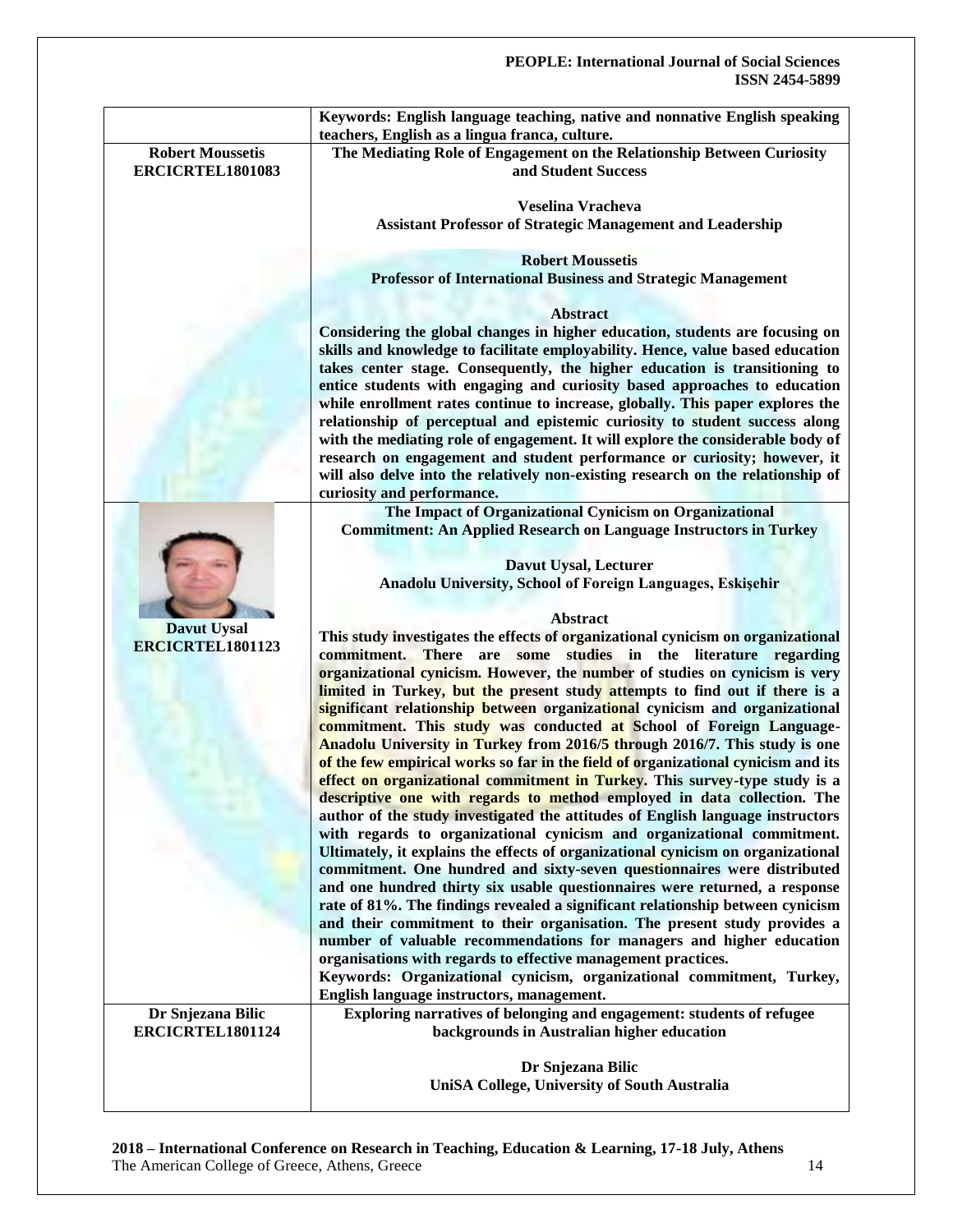| | |
|---|---|
| | **Keywords: English language teaching, native and nonnative English speaking teachers, English as a lingua franca, culture.** |
| **Robert Moussetis**<br>**ERCICRTEL1801083** | **The Mediating Role of Engagement on the Relationship Between Curiosity and Student Success**<br><br>**Veselina Vracheva**<br>**Assistant Professor of Strategic Management and Leadership**<br><br>**Robert Moussetis**<br>**Professor of International Business and Strategic Management**<br><br>**Abstract**<br>**Considering the global changes in higher education, students are focusing on skills and knowledge to facilitate employability. Hence, value based education takes center stage. Consequently, the higher education is transitioning to entice students with engaging and curiosity based approaches to education while enrollment rates continue to increase, globally. This paper explores the relationship of perceptual and epistemic curiosity to student success along with the mediating role of engagement. It will explore the considerable body of research on engagement and student performance or curiosity; however, it will also delve into the relatively non-existing research on the relationship of curiosity and performance.** |
| **Davut Uysal**<br>**ERCICRTEL1801123** | **The Impact of Organizational Cynicism on Organizational Commitment: An Applied Research on Language Instructors in Turkey**<br><br>**Davut Uysal, Lecturer**<br>**Anadolu University, School of Foreign Languages, Eskişehir**<br><br>**Abstract**<br>**This study investigates the effects of organizational cynicism on organizational commitment. There are some studies in the literature regarding organizational cynicism. However, the number of studies on cynicism is very limited in Turkey, but the present study attempts to find out if there is a significant relationship between organizational cynicism and organizational commitment. This study was conducted at School of Foreign Language-Anadolu University in Turkey from 2016/5 through 2016/7. This study is one of the few empirical works so far in the field of organizational cynicism and its effect on organizational commitment in Turkey. This survey-type study is a descriptive one with regards to method employed in data collection. The author of the study investigated the attitudes of English language instructors with regards to organizational cynicism and organizational commitment. Ultimately, it explains the effects of organizational cynicism on organizational commitment. One hundred and sixty-seven questionnaires were distributed and one hundred thirty six usable questionnaires were returned, a response rate of 81%. The findings revealed a significant relationship between cynicism and their commitment to their organisation. The present study provides a number of valuable recommendations for managers and higher education organisations with regards to effective management practices.**<br>**Keywords: Organizational cynicism, organizational commitment, Turkey, English language instructors, management.** |
| **Dr Snjezana Bilic**<br>**ERCICRTEL1801124** | **Exploring narratives of belonging and engagement: students of refugee backgrounds in Australian higher education**<br><br>**Dr Snjezana Bilic**<br>**UniSA College, University of South Australia** |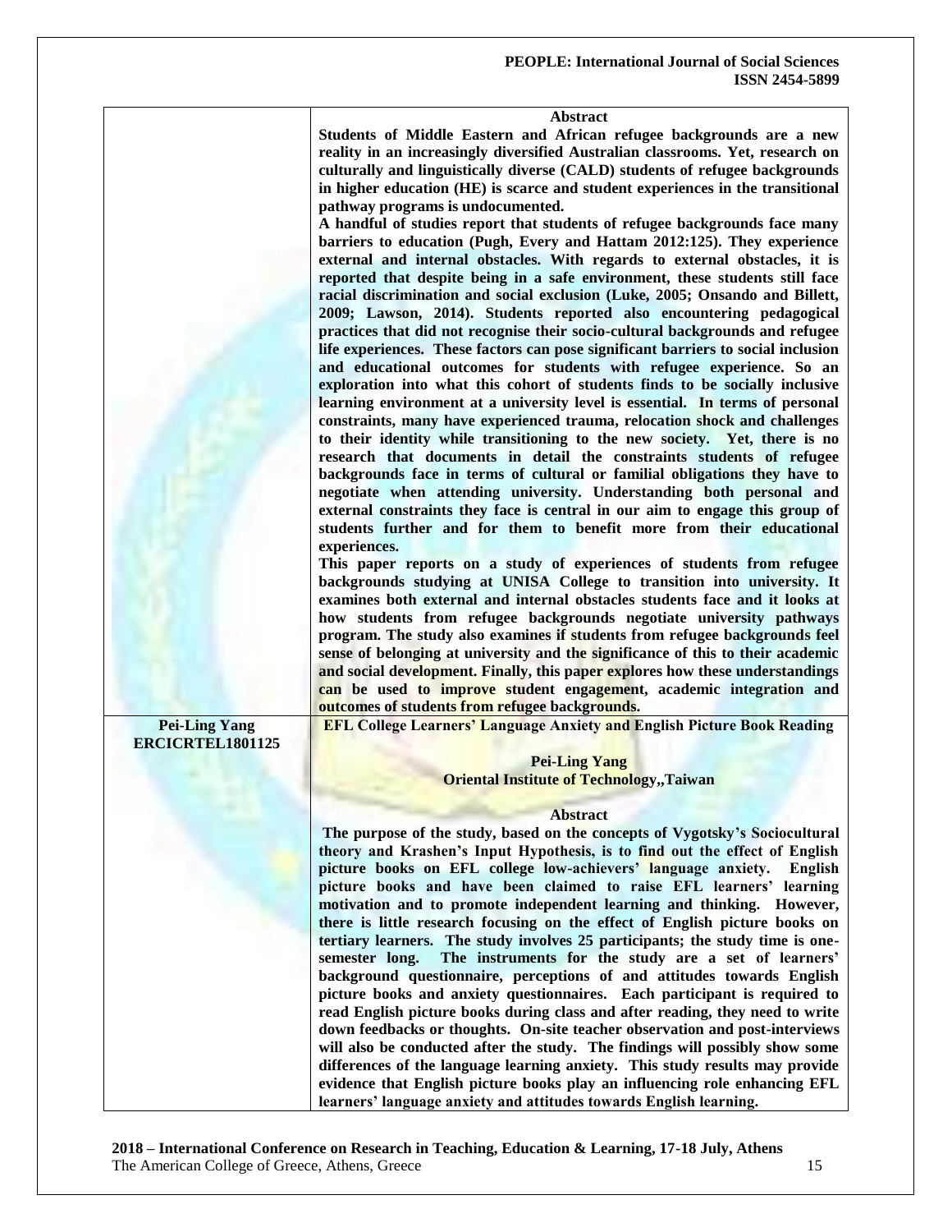| | **Abstract**<br>**Students of Middle Eastern and African refugee backgrounds are a new reality in an increasingly diversified Australian classrooms. Yet, research on culturally and linguistically diverse (CALD) students of refugee backgrounds in higher education (HE) is scarce and student experiences in the transitional pathway programs is undocumented.**<br>**A handful of studies report that students of refugee backgrounds face many barriers to education (Pugh, Every and Hattam 2012:125). They experience external and internal obstacles. With regards to external obstacles, it is reported that despite being in a safe environment, these students still face racial discrimination and social exclusion (Luke, 2005; Onsando and Billett, 2009; Lawson, 2014). Students reported also encountering pedagogical practices that did not recognise their socio-cultural backgrounds and refugee life experiences. These factors can pose significant barriers to social inclusion and educational outcomes for students with refugee experience. So an exploration into what this cohort of students finds to be socially inclusive learning environment at a university level is essential. In terms of personal constraints, many have experienced trauma, relocation shock and challenges to their identity while transitioning to the new society. Yet, there is no research that documents in detail the constraints students of refugee backgrounds face in terms of cultural or familial obligations they have to negotiate when attending university. Understanding both personal and external constraints they face is central in our aim to engage this group of students further and for them to benefit more from their educational experiences.**<br>**This paper reports on a study of experiences of students from refugee backgrounds studying at UNISA College to transition into university. It examines both external and internal obstacles students face and it looks at how students from refugee backgrounds negotiate university pathways program. The study also examines if students from refugee backgrounds feel sense of belonging at university and the significance of this to their academic and social development. Finally, this paper explores how these understandings can be used to improve student engagement, academic integration and outcomes of students from refugee backgrounds.** |
|---|---|
| **Pei-Ling Yang**<br>**ERCICRTEL1801125** | **EFL College Learners' Language Anxiety and English Picture Book Reading**<br><br>**Pei-Ling Yang**<br>**Oriental Institute of Technology,,Taiwan**<br><br>**Abstract**<br>**The purpose of the study, based on the concepts of Vygotsky's Sociocultural theory and Krashen's Input Hypothesis, is to find out the effect of English picture books on EFL college low-achievers' language anxiety. English picture books and have been claimed to raise EFL learners' learning motivation and to promote independent learning and thinking. However, there is little research focusing on the effect of English picture books on tertiary learners. The study involves 25 participants; the study time is one-semester long. The instruments for the study are a set of learners' background questionnaire, perceptions of and attitudes towards English picture books and anxiety questionnaires. Each participant is required to read English picture books during class and after reading, they need to write down feedbacks or thoughts. On-site teacher observation and post-interviews will also be conducted after the study. The findings will possibly show some differences of the language learning anxiety. This study results may provide evidence that English picture books play an influencing role enhancing EFL learners' language anxiety and attitudes towards English learning.** |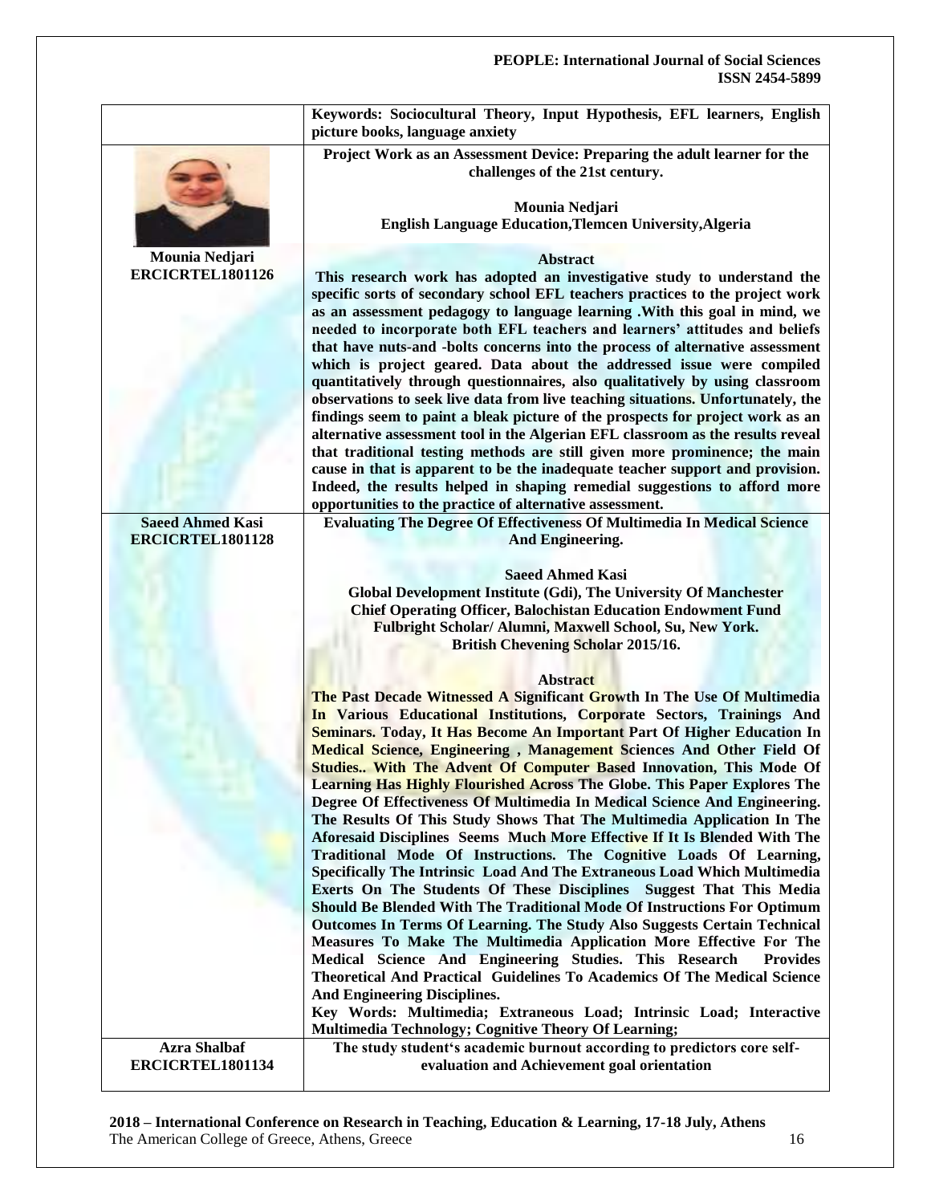| | |
|---|---|
| | **Keywords: Sociocultural Theory, Input Hypothesis, EFL learners, English picture books, language anxiety** |
| **Mounia Nedjari**<br>**ERCICRTEL1801126** | **Project Work as an Assessment Device: Preparing the adult learner for the challenges of the 21st century.**<br><br>**Mounia Nedjari**<br>**English Language Education,Tlemcen University,Algeria**<br><br>**Abstract**<br>**This research work has adopted an investigative study to understand the specific sorts of secondary school EFL teachers practices to the project work as an assessment pedagogy to language learning .With this goal in mind, we needed to incorporate both EFL teachers and learners' attitudes and beliefs that have nuts-and -bolts concerns into the process of alternative assessment which is project geared. Data about the addressed issue were compiled quantitatively through questionnaires, also qualitatively by using classroom observations to seek live data from live teaching situations. Unfortunately, the findings seem to paint a bleak picture of the prospects for project work as an alternative assessment tool in the Algerian EFL classroom as the results reveal that traditional testing methods are still given more prominence; the main cause in that is apparent to be the inadequate teacher support and provision. Indeed, the results helped in shaping remedial suggestions to afford more opportunities to the practice of alternative assessment.** |
| **Saeed Ahmed Kasi**<br>**ERCICRTEL1801128** | **Evaluating The Degree Of Effectiveness Of Multimedia In Medical Science And Engineering.**<br><br>**Saeed Ahmed Kasi**<br>**Global Development Institute (Gdi), The University Of Manchester**<br>**Chief Operating Officer, Balochistan Education Endowment Fund**<br>**Fulbright Scholar/ Alumni, Maxwell School, Su, New York.**<br>**British Chevening Scholar 2015/16.**<br><br>**Abstract**<br>**The Past Decade Witnessed A Significant Growth In The Use Of Multimedia In Various Educational Institutions, Corporate Sectors, Trainings And Seminars. Today, It Has Become An Important Part Of Higher Education In Medical Science, Engineering , Management Sciences And Other Field Of Studies.. With The Advent Of Computer Based Innovation, This Mode Of Learning Has Highly Flourished Across The Globe. This Paper Explores The Degree Of Effectiveness Of Multimedia In Medical Science And Engineering. The Results Of This Study Shows That The Multimedia Application In The Aforesaid Disciplines Seems Much More Effective If It Is Blended With The Traditional Mode Of Instructions. The Cognitive Loads Of Learning, Specifically The Intrinsic Load And The Extraneous Load Which Multimedia Exerts On The Students Of These Disciplines Suggest That This Media Should Be Blended With The Traditional Mode Of Instructions For Optimum Outcomes In Terms Of Learning. The Study Also Suggests Certain Technical Measures To Make The Multimedia Application More Effective For The Medical Science And Engineering Studies. This Research Provides Theoretical And Practical Guidelines To Academics Of The Medical Science And Engineering Disciplines.**<br>**Key Words: Multimedia; Extraneous Load; Intrinsic Load; Interactive Multimedia Technology; Cognitive Theory Of Learning;** |
| **Azra Shalbaf**<br>**ERCICRTEL1801134** | **The study student's academic burnout according to predictors core self-evaluation and Achievement goal orientation** |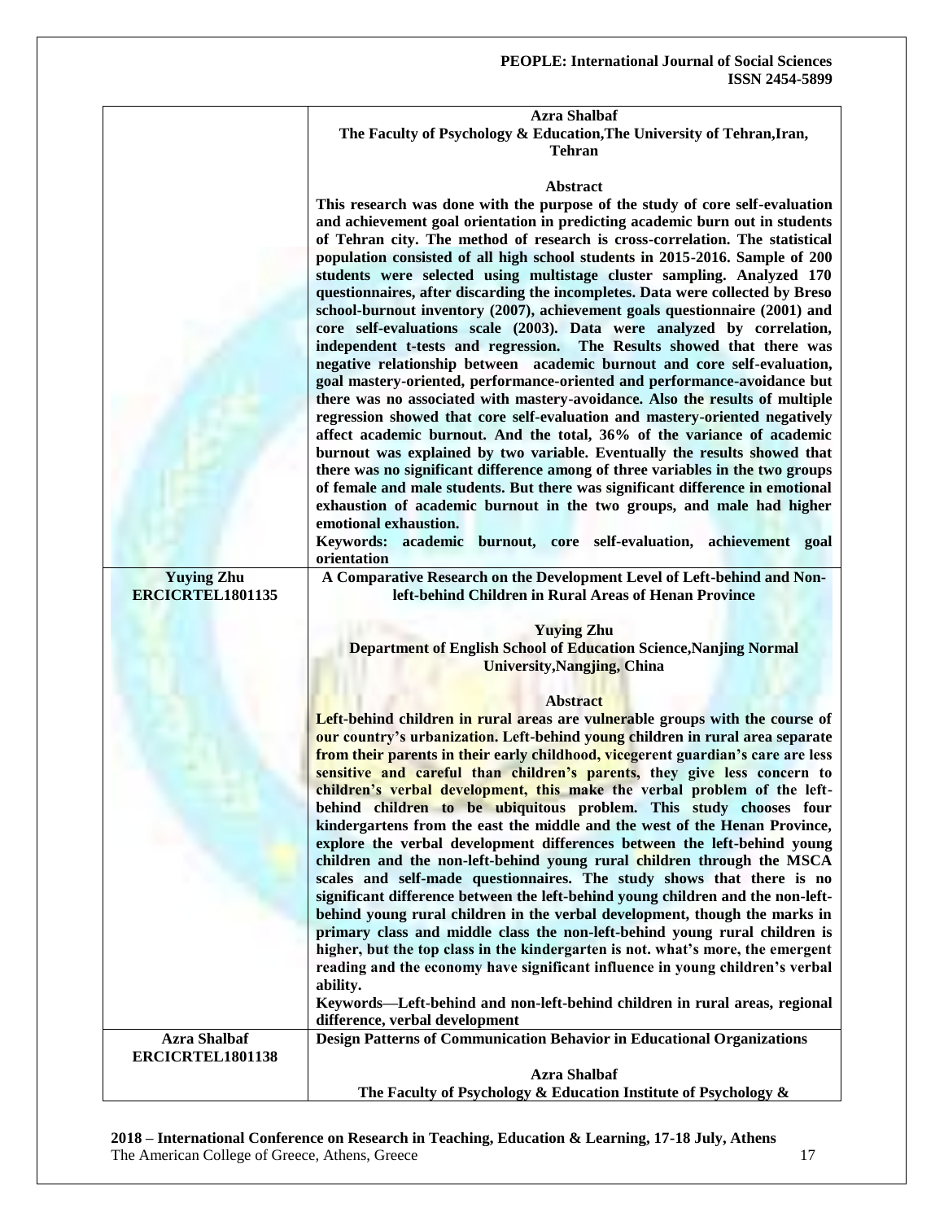| | |
|---|---|
| | **Azra Shalbaf**<br>**The Faculty of Psychology & Education,The University of Tehran,Iran, Tehran**<br><br>**Abstract**<br>**This research was done with the purpose of the study of core self-evaluation and achievement goal orientation in predicting academic burn out in students of Tehran city. The method of research is cross-correlation. The statistical population consisted of all high school students in 2015-2016. Sample of 200 students were selected using multistage cluster sampling. Analyzed 170 questionnaires, after discarding the incompletes. Data were collected by Breso school-burnout inventory (2007), achievement goals questionnaire (2001) and core self-evaluations scale (2003). Data were analyzed by correlation, independent t-tests and regression. The Results showed that there was negative relationship between academic burnout and core self-evaluation, goal mastery-oriented, performance-oriented and performance-avoidance but there was no associated with mastery-avoidance. Also the results of multiple regression showed that core self-evaluation and mastery-oriented negatively affect academic burnout. And the total, 36% of the variance of academic burnout was explained by two variable. Eventually the results showed that there was no significant difference among of three variables in the two groups of female and male students. But there was significant difference in emotional exhaustion of academic burnout in the two groups, and male had higher emotional exhaustion.**<br>**Keywords: academic burnout, core self-evaluation, achievement goal orientation** |
| **Yuying Zhu**<br>**ERCICRTEL1801135** | **A Comparative Research on the Development Level of Left-behind and Non-left-behind Children in Rural Areas of Henan Province**<br><br>**Yuying Zhu**<br>**Department of English School of Education Science,Nanjing Normal University,Nangjing, China**<br><br>**Abstract**<br>**Left-behind children in rural areas are vulnerable groups with the course of our country's urbanization. Left-behind young children in rural area separate from their parents in their early childhood, vicegerent guardian's care are less sensitive and careful than children's parents, they give less concern to children's verbal development, this make the verbal problem of the left-behind children to be ubiquitous problem. This study chooses four kindergartens from the east the middle and the west of the Henan Province, explore the verbal development differences between the left-behind young children and the non-left-behind young rural children through the MSCA scales and self-made questionnaires. The study shows that there is no significant difference between the left-behind young children and the non-left-behind young rural children in the verbal development, though the marks in primary class and middle class the non-left-behind young rural children is higher, but the top class in the kindergarten is not. what's more, the emergent reading and the economy have significant influence in young children's verbal ability.**<br>**Keywords—Left-behind and non-left-behind children in rural areas, regional difference, verbal development** |
| **Azra Shalbaf**<br>**ERCICRTEL1801138** | **Design Patterns of Communication Behavior in Educational Organizations**<br><br>**Azra Shalbaf**<br>**The Faculty of Psychology & Education Institute of Psychology &** |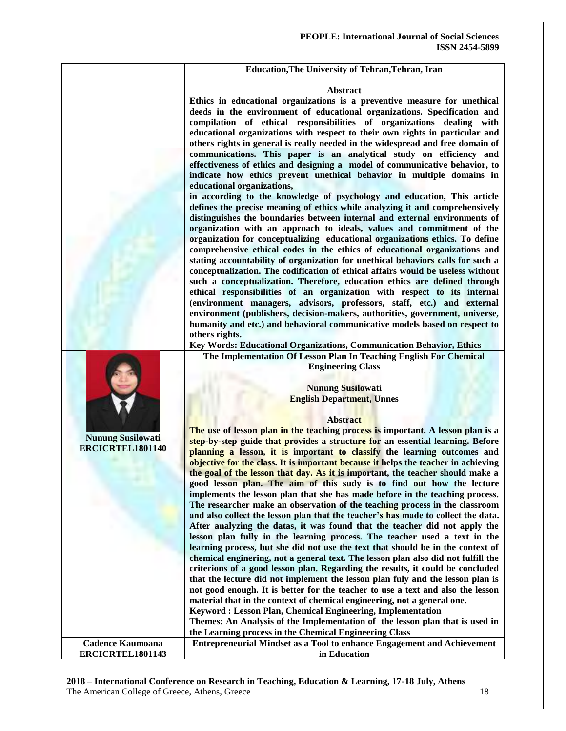**Education,The University of Tehran,Tehran, Iran**

**Abstract**

**Ethics in educational organizations is a preventive measure for unethical deeds in the environment of educational organizations. Specification and compilation of ethical responsibilities of organizations dealing with educational organizations with respect to their own rights in particular and others rights in general is really needed in the widespread and free domain of communications. This paper is an analytical study on efficiency and effectiveness of ethics and designing a model of communicative behavior, to indicate how ethics prevent unethical behavior in multiple domains in educational organizations,**

**in according to the knowledge of psychology and education, This article defines the precise meaning of ethics while analyzing it and comprehensively distinguishes the boundaries between internal and external environments of organization with an approach to ideals, values and commitment of the organization for conceptualizing educational organizations ethics. To define comprehensive ethical codes in the ethics of educational organizations and stating accountability of organization for unethical behaviors calls for such a conceptualization. The codification of ethical affairs would be useless without such a conceptualization. Therefore, education ethics are defined through ethical responsibilities of an organization with respect to its internal (environment managers, advisors, professors, staff, etc.) and external environment (publishers, decision-makers, authorities, government, universe, humanity and etc.) and behavioral communicative models based on respect to others rights.**

**Key Words: Educational Organizations, Communication Behavior, Ethics**

---

**Nunung Susilowati**
**ERCICRTEL1801140**

**The Implementation Of Lesson Plan In Teaching English For Chemical Engineering Class**

**Nunung Susilowati**
**English Department, Unnes**

**Abstract**

**The use of lesson plan in the teaching process is important. A lesson plan is a step-by-step guide that provides a structure for an essential learning. Before planning a lesson, it is important to classify the learning outcomes and objective for the class. It is important because it helps the teacher in achieving the goal of the lesson that day. As it is important, the teacher should make a good lesson plan. The aim of this sudy is to find out how the lecture implements the lesson plan that she has made before in the teaching process. The researcher make an observation of the teaching process in the classroom and also collect the lesson plan that the teacher's has made to collect the data. After analyzing the datas, it was found that the teacher did not apply the lesson plan fully in the learning process. The teacher used a text in the learning process, but she did not use the text that should be in the context of chemical enginering, not a general text. The lesson plan also did not fulfill the criterions of a good lesson plan. Regarding the results, it could be concluded that the lecture did not implement the lesson plan fuly and the lesson plan is not good enough. It is better for the teacher to use a text and also the lesson material that in the context of chemical engineering, not a general one.**

**Keyword : Lesson Plan, Chemical Engineering, Implementation**

**Themes: An Analysis of the Implementation of the lesson plan that is used in the Learning process in the Chemical Engineering Class**

---

**Cadence Kaumoana**
**ERCICRTEL1801143**

**Entrepreneurial Mindset as a Tool to enhance Engagement and Achievement in Education**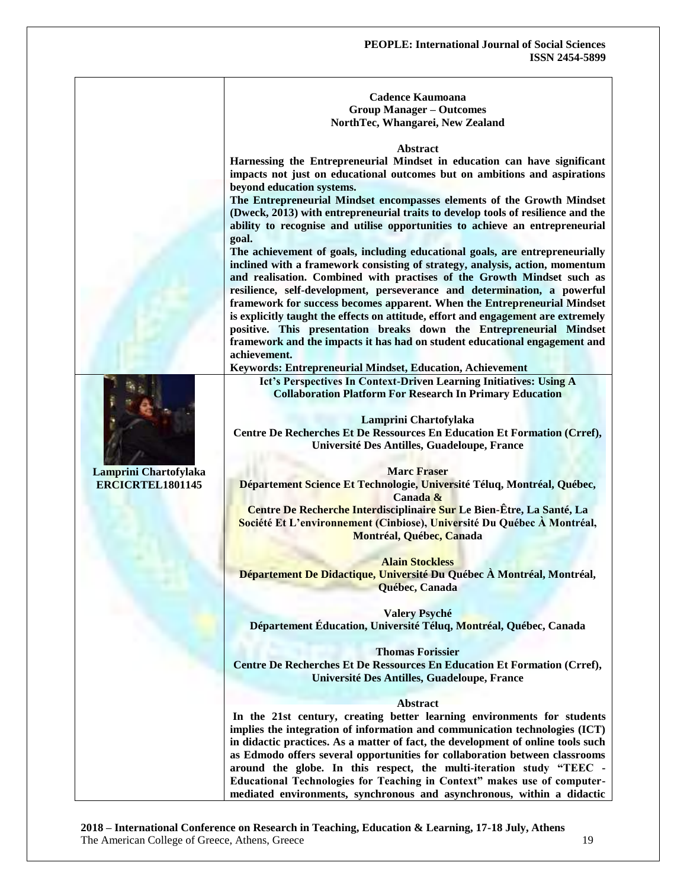**Cadence Kaumoana**
**Group Manager – Outcomes**
**NorthTec, Whangarei, New Zealand**

**Abstract**

**Harnessing the Entrepreneurial Mindset in education can have significant impacts not just on educational outcomes but on ambitions and aspirations beyond education systems.**

**The Entrepreneurial Mindset encompasses elements of the Growth Mindset (Dweck, 2013) with entrepreneurial traits to develop tools of resilience and the ability to recognise and utilise opportunities to achieve an entrepreneurial goal.**

**The achievement of goals, including educational goals, are entrepreneurially inclined with a framework consisting of strategy, analysis, action, momentum and realisation. Combined with practises of the Growth Mindset such as resilience, self-development, perseverance and determination, a powerful framework for success becomes apparent. When the Entrepreneurial Mindset is explicitly taught the effects on attitude, effort and engagement are extremely positive. This presentation breaks down the Entrepreneurial Mindset framework and the impacts it has had on student educational engagement and achievement.**

**Keywords: Entrepreneurial Mindset, Education, Achievement**

---

**Lamprini Chartofylaka**
**ERCICRTEL1801145**

**Ict's Perspectives In Context-Driven Learning Initiatives: Using A Collaboration Platform For Research In Primary Education**

**Lamprini Chartofylaka**
**Centre De Recherches Et De Ressources En Education Et Formation (Crref), Université Des Antilles, Guadeloupe, France**

**Marc Fraser**
**Département Science Et Technologie, Université Téluq, Montréal, Québec, Canada &**
**Centre De Recherche Interdisciplinaire Sur Le Bien-Être, La Santé, La Société Et L'environnement (Cinbiose), Université Du Québec À Montréal, Montréal, Québec, Canada**

**Alain Stockless**
**Département De Didactique, Université Du Québec À Montréal, Montréal, Québec, Canada**

**Valery Psyché**
**Département Éducation, Université Téluq, Montréal, Québec, Canada**

**Thomas Forissier**
**Centre De Recherches Et De Ressources En Education Et Formation (Crref), Université Des Antilles, Guadeloupe, France**

**Abstract**

**In the 21st century, creating better learning environments for students implies the integration of information and communication technologies (ICT) in didactic practices. As a matter of fact, the development of online tools such as Edmodo offers several opportunities for collaboration between classrooms around the globe. In this respect, the multi-iteration study "TEEC - Educational Technologies for Teaching in Context" makes use of computer-mediated environments, synchronous and asynchronous, within a didactic**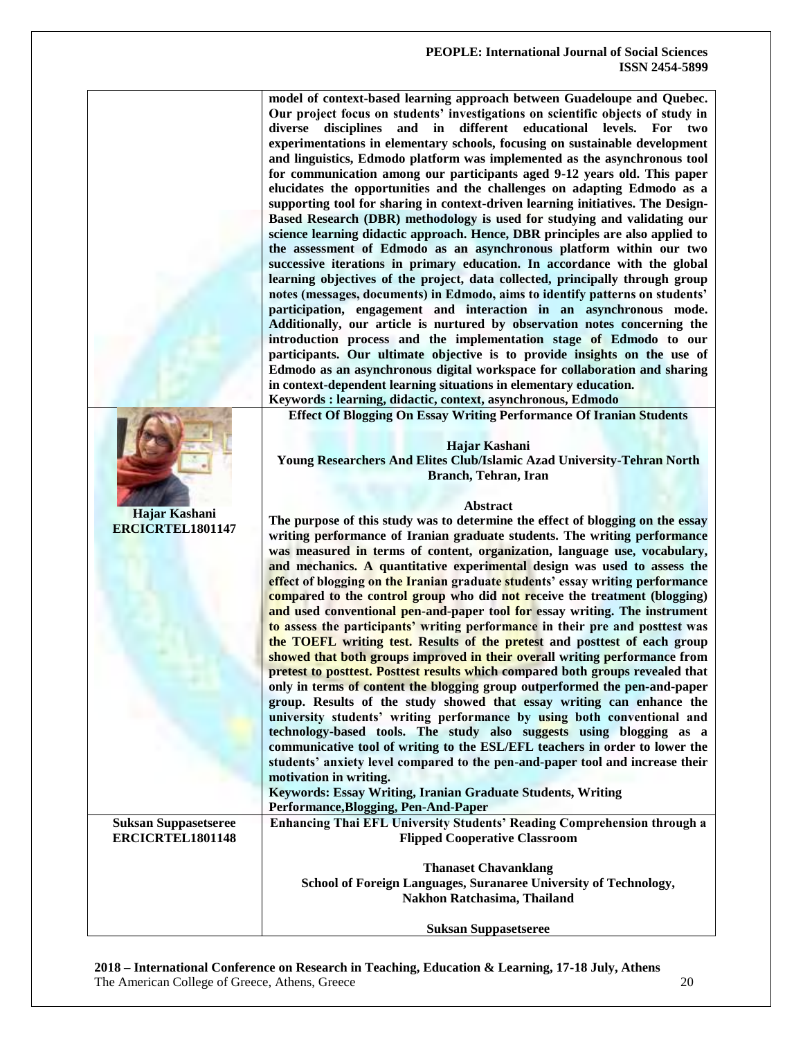model of context-based learning approach between Guadeloupe and Quebec. Our project focus on students' investigations on scientific objects of study in diverse disciplines and in different educational levels. For two experimentations in elementary schools, focusing on sustainable development and linguistics, Edmodo platform was implemented as the asynchronous tool for communication among our participants aged 9-12 years old. This paper elucidates the opportunities and the challenges on adapting Edmodo as a supporting tool for sharing in context-driven learning initiatives. The Design-Based Research (DBR) methodology is used for studying and validating our science learning didactic approach. Hence, DBR principles are also applied to the assessment of Edmodo as an asynchronous platform within our two successive iterations in primary education. In accordance with the global learning objectives of the project, data collected, principally through group notes (messages, documents) in Edmodo, aims to identify patterns on students' participation, engagement and interaction in an asynchronous mode. Additionally, our article is nurtured by observation notes concerning the introduction process and the implementation stage of Edmodo to our participants. Our ultimate objective is to provide insights on the use of Edmodo as an asynchronous digital workspace for collaboration and sharing in context-dependent learning situations in elementary education.

**Keywords : learning, didactic, context, asynchronous, Edmodo**

---

**Hajar Kashani**
**ERCICRTEL1801147**

### Effect Of Blogging On Essay Writing Performance Of Iranian Students

**Hajar Kashani**
**Young Researchers And Elites Club/Islamic Azad University-Tehran North Branch, Tehran, Iran**

**Abstract**

The purpose of this study was to determine the effect of blogging on the essay writing performance of Iranian graduate students. The writing performance was measured in terms of content, organization, language use, vocabulary, and mechanics. A quantitative experimental design was used to assess the effect of blogging on the Iranian graduate students' essay writing performance compared to the control group who did not receive the treatment (blogging) and used conventional pen-and-paper tool for essay writing. The instrument to assess the participants' writing performance in their pre and posttest was the TOEFL writing test. Results of the pretest and posttest of each group showed that both groups improved in their overall writing performance from pretest to posttest. Posttest results which compared both groups revealed that only in terms of content the blogging group outperformed the pen-and-paper group. Results of the study showed that essay writing can enhance the university students' writing performance by using both conventional and technology-based tools. The study also suggests using blogging as a communicative tool of writing to the ESL/EFL teachers in order to lower the students' anxiety level compared to the pen-and-paper tool and increase their motivation in writing.

**Keywords: Essay Writing, Iranian Graduate Students, Writing Performance,Blogging, Pen-And-Paper**

---

**Suksan Suppasetseree**
**ERCICRTEL1801148**

### Enhancing Thai EFL University Students' Reading Comprehension through a Flipped Cooperative Classroom

**Thanaset Chavanklang**
**School of Foreign Languages, Suranaree University of Technology, Nakhon Ratchasima, Thailand**

**Suksan Suppasetseree**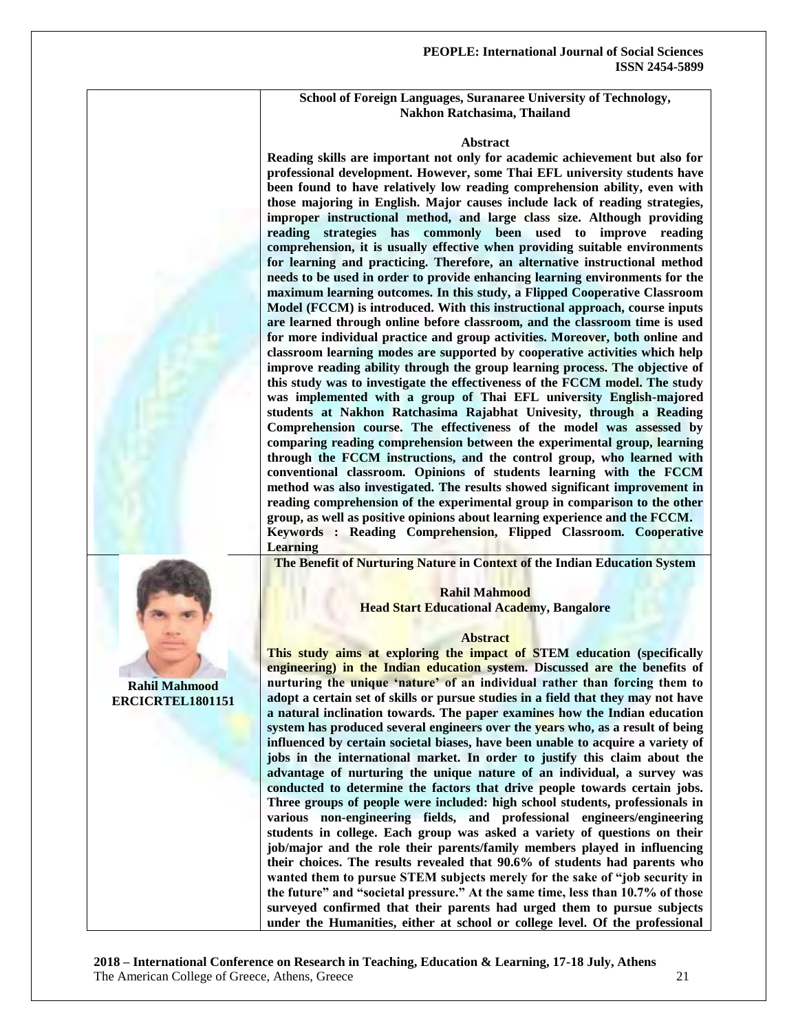**School of Foreign Languages, Suranaree University of Technology, Nakhon Ratchasima, Thailand**

**Abstract**

**Reading skills are important not only for academic achievement but also for professional development. However, some Thai EFL university students have been found to have relatively low reading comprehension ability, even with those majoring in English. Major causes include lack of reading strategies, improper instructional method, and large class size. Although providing reading strategies has commonly been used to improve reading comprehension, it is usually effective when providing suitable environments for learning and practicing. Therefore, an alternative instructional method needs to be used in order to provide enhancing learning environments for the maximum learning outcomes. In this study, a Flipped Cooperative Classroom Model (FCCM) is introduced. With this instructional approach, course inputs are learned through online before classroom, and the classroom time is used for more individual practice and group activities. Moreover, both online and classroom learning modes are supported by cooperative activities which help improve reading ability through the group learning process. The objective of this study was to investigate the effectiveness of the FCCM model. The study was implemented with a group of Thai EFL university English-majored students at Nakhon Ratchasima Rajabhat Univesity, through a Reading Comprehension course. The effectiveness of the model was assessed by comparing reading comprehension between the experimental group, learning through the FCCM instructions, and the control group, who learned with conventional classroom. Opinions of students learning with the FCCM method was also investigated. The results showed significant improvement in reading comprehension of the experimental group in comparison to the other group, as well as positive opinions about learning experience and the FCCM.**

**Keywords : Reading Comprehension, Flipped Classroom. Cooperative Learning**

**The Benefit of Nurturing Nature in Context of the Indian Education System**

**Rahil Mahmood**
**ERCICRTEL1801151**

**Rahil Mahmood**
**Head Start Educational Academy, Bangalore**

**Abstract**

**This study aims at exploring the impact of STEM education (specifically engineering) in the Indian education system. Discussed are the benefits of nurturing the unique 'nature' of an individual rather than forcing them to adopt a certain set of skills or pursue studies in a field that they may not have a natural inclination towards. The paper examines how the Indian education system has produced several engineers over the years who, as a result of being influenced by certain societal biases, have been unable to acquire a variety of jobs in the international market. In order to justify this claim about the advantage of nurturing the unique nature of an individual, a survey was conducted to determine the factors that drive people towards certain jobs. Three groups of people were included: high school students, professionals in various non-engineering fields, and professional engineers/engineering students in college. Each group was asked a variety of questions on their job/major and the role their parents/family members played in influencing their choices. The results revealed that 90.6% of students had parents who wanted them to pursue STEM subjects merely for the sake of "job security in the future" and "societal pressure." At the same time, less than 10.7% of those surveyed confirmed that their parents had urged them to pursue subjects under the Humanities, either at school or college level. Of the professional**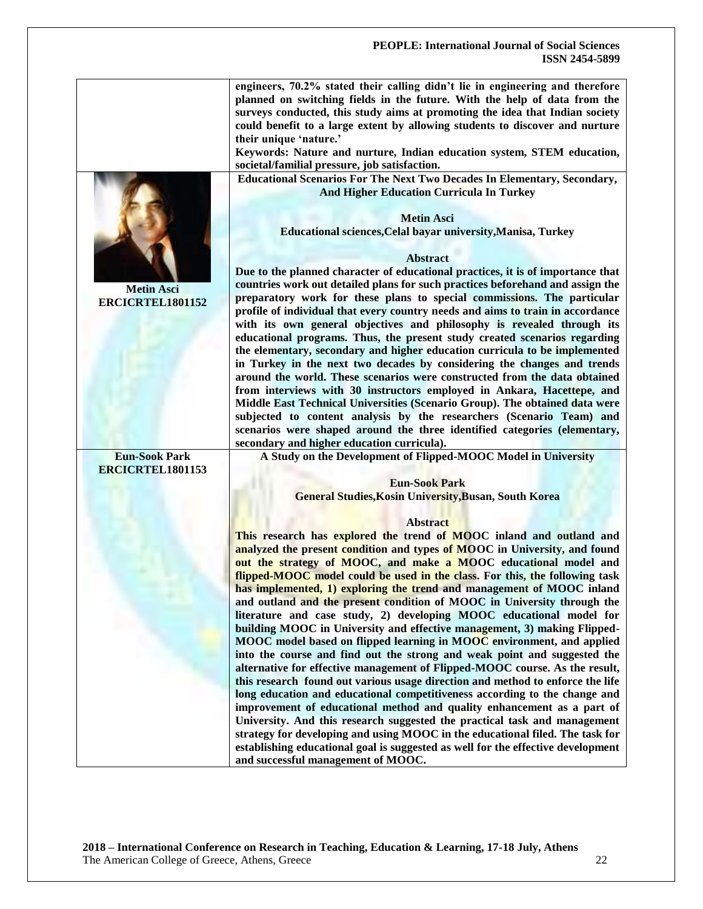**engineers, 70.2% stated their calling didn't lie in engineering and therefore planned on switching fields in the future. With the help of data from the surveys conducted, this study aims at promoting the idea that Indian society could benefit to a large extent by allowing students to discover and nurture their unique 'nature.'**

**Keywords: Nature and nurture, Indian education system, STEM education, societal/familial pressure, job satisfaction.**

---

**Metin Asci**
**ERCICRTEL1801152**

### Educational Scenarios For The Next Two Decades In Elementary, Secondary, And Higher Education Curricula In Turkey

**Metin Asci**

**Educational sciences,Celal bayar university,Manisa, Turkey**

**Abstract**

**Due to the planned character of educational practices, it is of importance that countries work out detailed plans for such practices beforehand and assign the preparatory work for these plans to special commissions. The particular profile of individual that every country needs and aims to train in accordance with its own general objectives and philosophy is revealed through its educational programs. Thus, the present study created scenarios regarding the elementary, secondary and higher education curricula to be implemented in Turkey in the next two decades by considering the changes and trends around the world. These scenarios were constructed from the data obtained from interviews with 30 instructors employed in Ankara, Hacettepe, and Middle East Technical Universities (Scenario Group). The obtained data were subjected to content analysis by the researchers (Scenario Team) and scenarios were shaped around the three identified categories (elementary, secondary and higher education curricula).**

---

**Eun-Sook Park**
**ERCICRTEL1801153**

### A Study on the Development of Flipped-MOOC Model in University

**Eun-Sook Park**

**General Studies,Kosin University,Busan, South Korea**

**Abstract**

**This research has explored the trend of MOOC inland and outland and analyzed the present condition and types of MOOC in University, and found out the strategy of MOOC, and make a MOOC educational model and flipped-MOOC model could be used in the class. For this, the following task has implemented, 1) exploring the trend and management of MOOC inland and outland and the present condition of MOOC in University through the literature and case study, 2) developing MOOC educational model for building MOOC in University and effective management, 3) making Flipped-MOOC model based on flipped learning in MOOC environment, and applied into the course and find out the strong and weak point and suggested the alternative for effective management of Flipped-MOOC course. As the result, this research found out various usage direction and method to enforce the life long education and educational competitiveness according to the change and improvement of educational method and quality enhancement as a part of University. And this research suggested the practical task and management strategy for developing and using MOOC in the educational filed. The task for establishing educational goal is suggested as well for the effective development and successful management of MOOC.**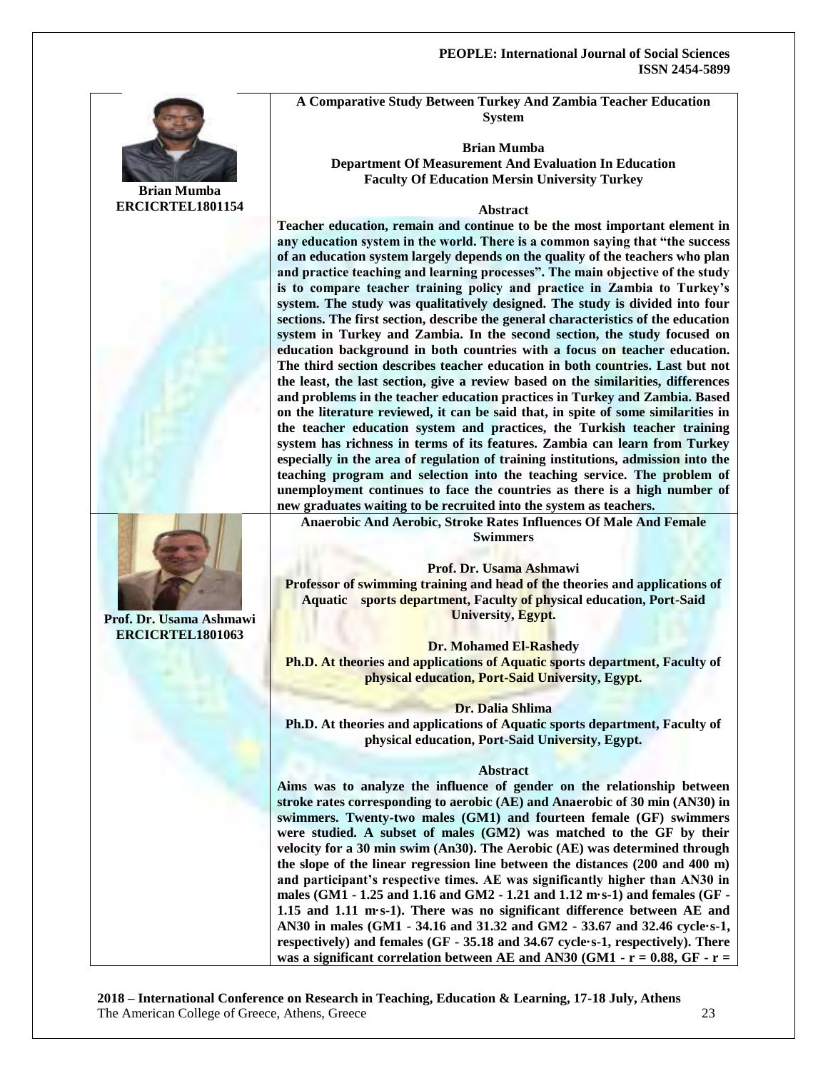Brian Mumba
ERCICRTEL1801154

## A Comparative Study Between Turkey And Zambia Teacher Education System

**Brian Mumba**
**Department Of Measurement And Evaluation In Education**
**Faculty Of Education Mersin University Turkey**

### Abstract

**Teacher education, remain and continue to be the most important element in any education system in the world. There is a common saying that "the success of an education system largely depends on the quality of the teachers who plan and practice teaching and learning processes". The main objective of the study is to compare teacher training policy and practice in Zambia to Turkey's system. The study was qualitatively designed. The study is divided into four sections. The first section, describe the general characteristics of the education system in Turkey and Zambia. In the second section, the study focused on education background in both countries with a focus on teacher education. The third section describes teacher education in both countries. Last but not the least, the last section, give a review based on the similarities, differences and problems in the teacher education practices in Turkey and Zambia. Based on the literature reviewed, it can be said that, in spite of some similarities in the teacher education system and practices, the Turkish teacher training system has richness in terms of its features. Zambia can learn from Turkey especially in the area of regulation of training institutions, admission into the teaching program and selection into the teaching service. The problem of unemployment continues to face the countries as there is a high number of new graduates waiting to be recruited into the system as teachers.**

Prof. Dr. Usama Ashmawi
ERCICRTEL1801063

## Anaerobic And Aerobic, Stroke Rates Influences Of Male And Female Swimmers

**Prof. Dr. Usama Ashmawi**
**Professor of swimming training and head of the theories and applications of Aquatic sports department, Faculty of physical education, Port-Said University, Egypt.**

**Dr. Mohamed El-Rashedy**
**Ph.D. At theories and applications of Aquatic sports department, Faculty of physical education, Port-Said University, Egypt.**

**Dr. Dalia Shlima**
**Ph.D. At theories and applications of Aquatic sports department, Faculty of physical education, Port-Said University, Egypt.**

### Abstract

**Aims was to analyze the influence of gender on the relationship between stroke rates corresponding to aerobic (AE) and Anaerobic of 30 min (AN30) in swimmers. Twenty-two males (GM1) and fourteen female (GF) swimmers were studied. A subset of males (GM2) was matched to the GF by their velocity for a 30 min swim (An30). The Aerobic (AE) was determined through the slope of the linear regression line between the distances (200 and 400 m) and participant's respective times. AE was significantly higher than AN30 in males (GM1 - 1.25 and 1.16 and GM2 - 1.21 and 1.12 m·s-1) and females (GF - 1.15 and 1.11 m·s-1). There was no significant difference between AE and AN30 in males (GM1 - 34.16 and 31.32 and GM2 - 33.67 and 32.46 cycle·s-1, respectively) and females (GF - 35.18 and 34.67 cycle·s-1, respectively). There was a significant correlation between AE and AN30 (GM1 - r = 0.88, GF - r =**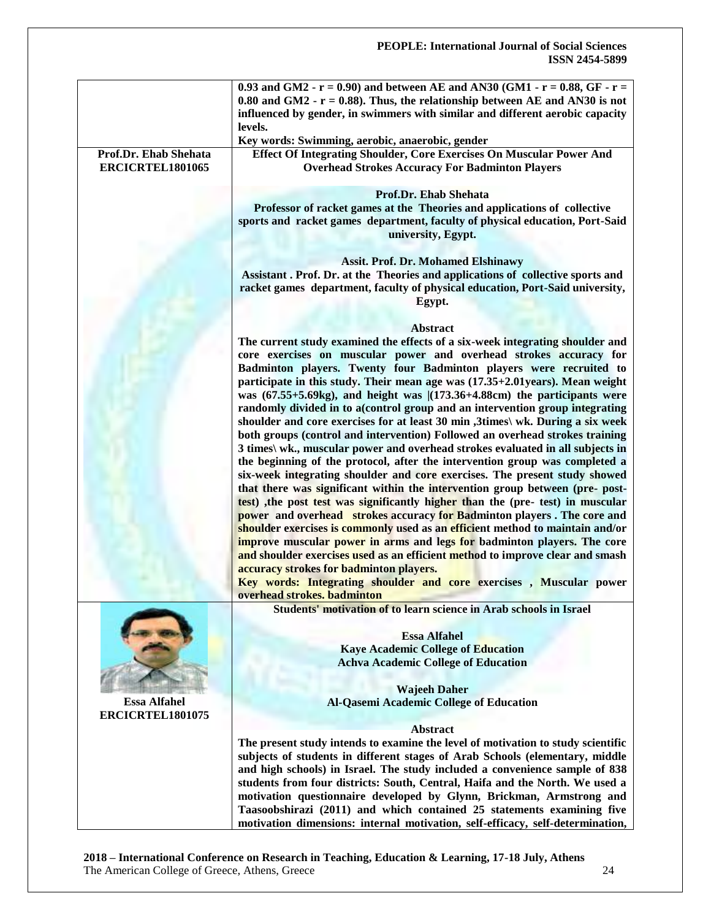0.93 and GM2 - r = 0.90) and between AE and AN30 (GM1 - r = 0.88, GF - r = 0.80 and GM2 - r = 0.88). Thus, the relationship between AE and AN30 is not influenced by gender, in swimmers with similar and different aerobic capacity levels.

**Key words: Swimming, aerobic, anaerobic, gender**

**Prof.Dr. Ehab Shehata**
**ERCICRTEL1801065**

## Effect Of Integrating Shoulder, Core Exercises On Muscular Power And Overhead Strokes Accuracy For Badminton Players

**Prof.Dr. Ehab Shehata**
Professor of racket games at the Theories and applications of collective sports and racket games department, faculty of physical education, Port-Said university, Egypt.

**Assit. Prof. Dr. Mohamed Elshinawy**
Assistant . Prof. Dr. at the Theories and applications of collective sports and racket games department, faculty of physical education, Port-Said university, Egypt.

### Abstract

The current study examined the effects of a six-week integrating shoulder and core exercises on muscular power and overhead strokes accuracy for Badminton players. Twenty four Badminton players were recruited to participate in this study. Their mean age was (17.35+2.01years). Mean weight was (67.55+5.69kg), and height was |(173.36+4.88cm) the participants were randomly divided in to a(control group and an intervention group integrating shoulder and core exercises for at least 30 min ,3times\ wk. During a six week both groups (control and intervention) Followed an overhead strokes training 3 times\ wk., muscular power and overhead strokes evaluated in all subjects in the beginning of the protocol, after the intervention group was completed a six-week integrating shoulder and core exercises. The present study showed that there was significant within the intervention group between (pre- post-test) ,the post test was significantly higher than the (pre- test) in muscular power and overhead strokes accuracy for Badminton players . The core and shoulder exercises is commonly used as an efficient method to maintain and/or improve muscular power in arms and legs for badminton players. The core and shoulder exercises used as an efficient method to improve clear and smash accuracy strokes for badminton players.

**Key words: Integrating shoulder and core exercises , Muscular power overhead strokes. badminton**

**Essa Alfahel**
**ERCICRTEL1801075**

## Students' motivation of to learn science in Arab schools in Israel

**Essa Alfahel**
Kaye Academic College of Education
Achva Academic College of Education

**Wajeeh Daher**
Al-Qasemi Academic College of Education

### Abstract

The present study intends to examine the level of motivation to study scientific subjects of students in different stages of Arab Schools (elementary, middle and high schools) in Israel. The study included a convenience sample of 838 students from four districts: South, Central, Haifa and the North. We used a motivation questionnaire developed by Glynn, Brickman, Armstrong and Taasoobshirazi (2011) and which contained 25 statements examining five motivation dimensions: internal motivation, self-efficacy, self-determination,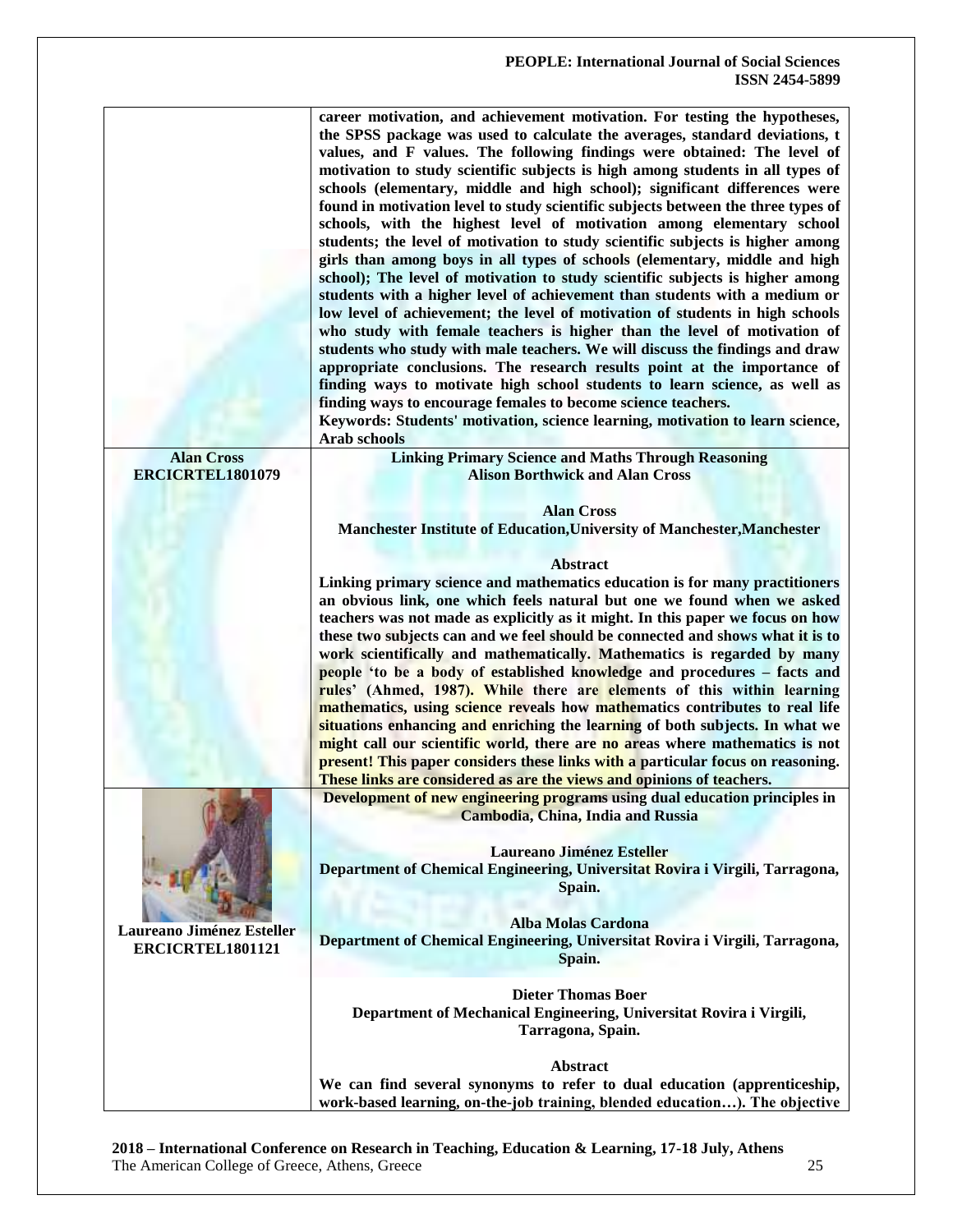**career motivation, and achievement motivation. For testing the hypotheses, the SPSS package was used to calculate the averages, standard deviations, t values, and F values. The following findings were obtained: The level of motivation to study scientific subjects is high among students in all types of schools (elementary, middle and high school); significant differences were found in motivation level to study scientific subjects between the three types of schools, with the highest level of motivation among elementary school students; the level of motivation to study scientific subjects is higher among girls than among boys in all types of schools (elementary, middle and high school); The level of motivation to study scientific subjects is higher among students with a higher level of achievement than students with a medium or low level of achievement; the level of motivation of students in high schools who study with female teachers is higher than the level of motivation of students who study with male teachers. We will discuss the findings and draw appropriate conclusions. The research results point at the importance of finding ways to motivate high school students to learn science, as well as finding ways to encourage females to become science teachers.**

**Keywords: Students' motivation, science learning, motivation to learn science, Arab schools**

---

**Alan Cross**
**ERCICRTEL1801079**

## Linking Primary Science and Maths Through Reasoning

**Alison Borthwick and Alan Cross**

**Alan Cross**
**Manchester Institute of Education,University of Manchester,Manchester**

**Abstract**

**Linking primary science and mathematics education is for many practitioners an obvious link, one which feels natural but one we found when we asked teachers was not made as explicitly as it might. In this paper we focus on how these two subjects can and we feel should be connected and shows what it is to work scientifically and mathematically. Mathematics is regarded by many people 'to be a body of established knowledge and procedures – facts and rules' (Ahmed, 1987). While there are elements of this within learning mathematics, using science reveals how mathematics contributes to real life situations enhancing and enriching the learning of both subjects. In what we might call our scientific world, there are no areas where mathematics is not present! This paper considers these links with a particular focus on reasoning. These links are considered as are the views and opinions of teachers.**

---

**Laureano Jiménez Esteller**
**ERCICRTEL1801121**

## Development of new engineering programs using dual education principles in Cambodia, China, India and Russia

**Laureano Jiménez Esteller**
**Department of Chemical Engineering, Universitat Rovira i Virgili, Tarragona, Spain.**

**Alba Molas Cardona**
**Department of Chemical Engineering, Universitat Rovira i Virgili, Tarragona, Spain.**

**Dieter Thomas Boer**
**Department of Mechanical Engineering, Universitat Rovira i Virgili, Tarragona, Spain.**

**Abstract**

**We can find several synonyms to refer to dual education (apprenticeship, work-based learning, on-the-job training, blended education…). The objective**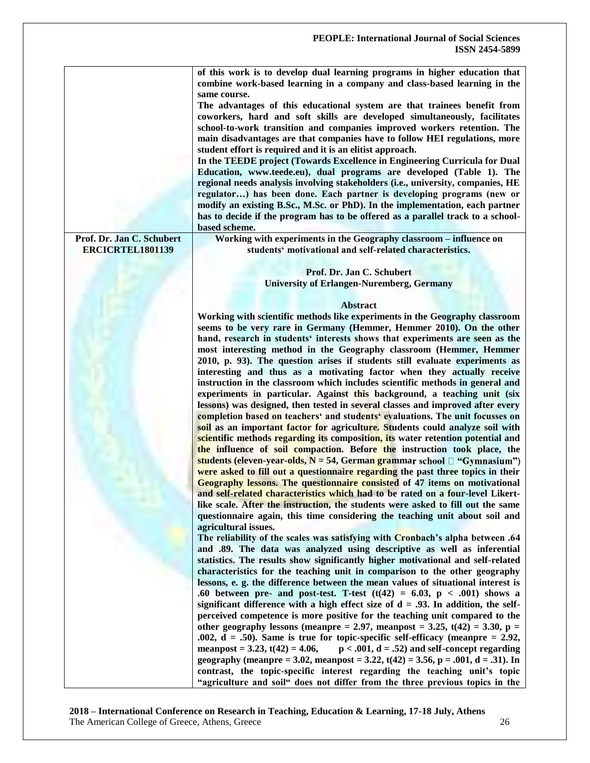| | |
|---|---|
| | **of this work is to develop dual learning programs in higher education that combine work-based learning in a company and class-based learning in the same course.** **The advantages of this educational system are that trainees benefit from coworkers, hard and soft skills are developed simultaneously, facilitates school-to-work transition and companies improved workers retention. The main disadvantages are that companies have to follow HEI regulations, more student effort is required and it is an elitist approach.** **In the TEEDE project (Towards Excellence in Engineering Curricula for Dual Education, www.teede.eu), dual programs are developed (Table 1). The regional needs analysis involving stakeholders (i.e., university, companies, HE regulator…) has been done. Each partner is developing programs (new or modify an existing B.Sc., M.Sc. or PhD). In the implementation, each partner has to decide if the program has to be offered as a parallel track to a school-based scheme.** |
| **Prof. Dr. Jan C. Schubert** **ERCICRTEL1801139** | **Working with experiments in the Geography classroom – influence on students' motivational and self-related characteristics.** **Prof. Dr. Jan C. Schubert** **University of Erlangen-Nuremberg, Germany** **Abstract** **Working with scientific methods like experiments in the Geography classroom seems to be very rare in Germany (Hemmer, Hemmer 2010). On the other hand, research in students' interests shows that experiments are seen as the most interesting method in the Geography classroom (Hemmer, Hemmer 2010, p. 93). The question arises if students still evaluate experiments as interesting and thus as a motivating factor when they actually receive instruction in the classroom which includes scientific methods in general and experiments in particular. Against this background, a teaching unit (six lessons) was designed, then tested in several classes and improved after every completion based on teachers' and students' evaluations. The unit focusses on soil as an important factor for agriculture. Students could analyze soil with scientific methods regarding its composition, its water retention potential and the influence of soil compaction. Before the instruction took place, the students (eleven-year-olds, N = 54, German grammar school  "Gymnasium") were asked to fill out a questionnaire regarding the past three topics in their Geography lessons. The questionnaire consisted of 47 items on motivational and self-related characteristics which had to be rated on a four-level Likert-like scale. After the instruction, the students were asked to fill out the same questionnaire again, this time considering the teaching unit about soil and agricultural issues.** **The reliability of the scales was satisfying with Cronbach's alpha between .64 and .89. The data was analyzed using descriptive as well as inferential statistics. The results show significantly higher motivational and self-related characteristics for the teaching unit in comparison to the other geography lessons, e. g. the difference between the mean values of situational interest is .60 between pre- and post-test. T-test ($t(42) = 6.03$, $p < .001$) shows a significant difference with a high effect size of $d = .93$. In addition, the self-perceived competence is more positive for the teaching unit compared to the other geography lessons (meanpre = 2.97, meanpost = 3.25, $t(42) = 3.30$, $p = .002$, $d = .50$). Same is true for topic-specific self-efficacy (meanpre = 2.92, meanpost = 3.23, $t(42) = 4.06$, $p < .001$, $d = .52$) and self-concept regarding geography (meanpre = 3.02, meanpost = 3.22, $t(42) = 3.56$, $p = .001$, $d = .31$). In contrast, the topic-specific interest regarding the teaching unit's topic "agriculture and soil" does not differ from the three previous topics in the** |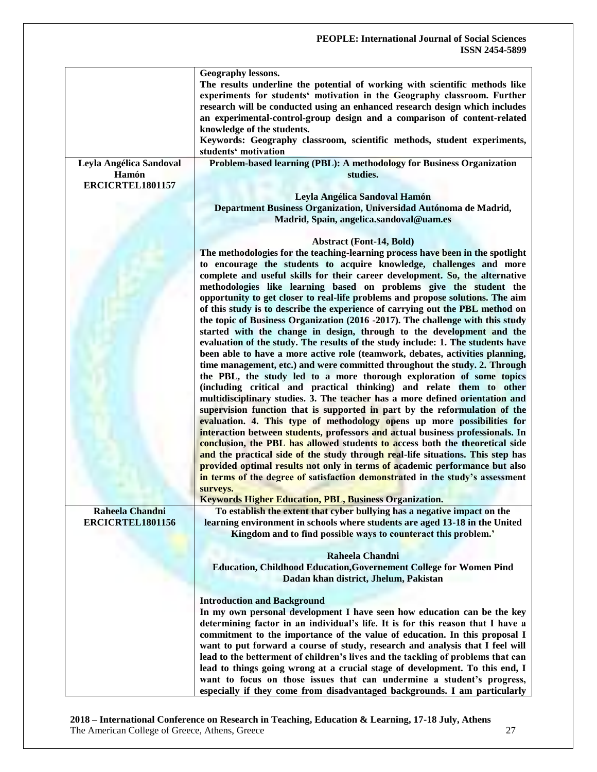| | |
|---|---|
| | **Geography lessons.** **The results underline the potential of working with scientific methods like experiments for students' motivation in the Geography classroom. Further research will be conducted using an enhanced research design which includes an experimental-control-group design and a comparison of content-related knowledge of the students.** **Keywords: Geography classroom, scientific methods, student experiments, students' motivation** |
| **Leyla Angélica Sandoval Hamón ERCICRTEL1801157** | **Problem-based learning (PBL): A methodology for Business Organization studies.** **Leyla Angélica Sandoval Hamón** **Department Business Organization, Universidad Autónoma de Madrid, Madrid, Spain, angelica.sandoval@uam.es** **Abstract (Font-14, Bold)** **The methodologies for the teaching-learning process have been in the spotlight to encourage the students to acquire knowledge, challenges and more complete and useful skills for their career development. So, the alternative methodologies like learning based on problems give the student the opportunity to get closer to real-life problems and propose solutions. The aim of this study is to describe the experience of carrying out the PBL method on the topic of Business Organization (2016 -2017). The challenge with this study started with the change in design, through to the development and the evaluation of the study. The results of the study include: 1. The students have been able to have a more active role (teamwork, debates, activities planning, time management, etc.) and were committed throughout the study. 2. Through the PBL, the study led to a more thorough exploration of some topics (including critical and practical thinking) and relate them to other multidisciplinary studies. 3. The teacher has a more defined orientation and supervision function that is supported in part by the reformulation of the evaluation. 4. This type of methodology opens up more possibilities for interaction between students, professors and actual business professionals. In conclusion, the PBL has allowed students to access both the theoretical side and the practical side of the study through real-life situations. This step has provided optimal results not only in terms of academic performance but also in terms of the degree of satisfaction demonstrated in the study's assessment surveys.** **Keywords Higher Education, PBL, Business Organization.** |
| **Raheela Chandni ERCICRTEL1801156** | **To establish the extent that cyber bullying has a negative impact on the learning environment in schools where students are aged 13-18 in the United Kingdom and to find possible ways to counteract this problem.'** **Raheela Chandni** **Education, Childhood Education,Governement College for Women Pind Dadan khan district, Jhelum, Pakistan** **Introduction and Background** **In my own personal development I have seen how education can be the key determining factor in an individual's life. It is for this reason that I have a commitment to the importance of the value of education. In this proposal I want to put forward a course of study, research and analysis that I feel will lead to the betterment of children's lives and the tackling of problems that can lead to things going wrong at a crucial stage of development. To this end, I want to focus on those issues that can undermine a student's progress, especially if they come from disadvantaged backgrounds. I am particularly** |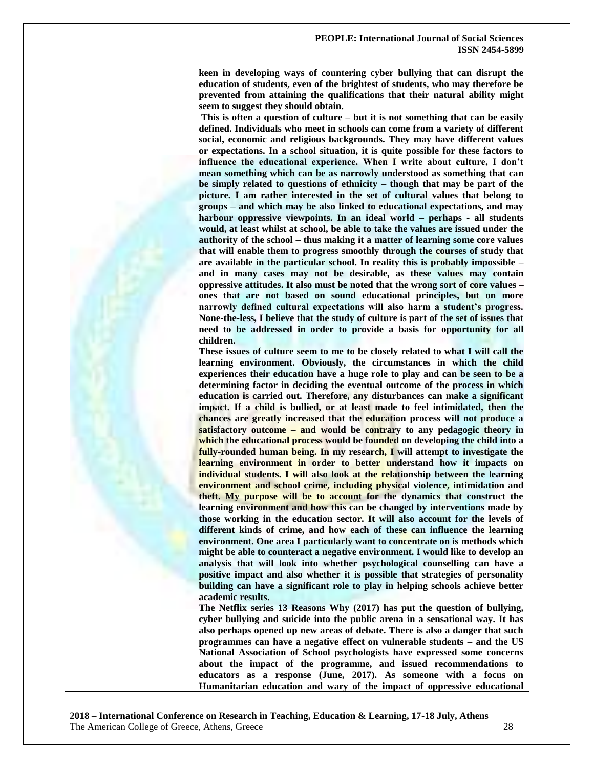**keen in developing ways of countering cyber bullying that can disrupt the education of students, even of the brightest of students, who may therefore be prevented from attaining the qualifications that their natural ability might seem to suggest they should obtain.**

**This is often a question of culture – but it is not something that can be easily defined. Individuals who meet in schools can come from a variety of different social, economic and religious backgrounds. They may have different values or expectations. In a school situation, it is quite possible for these factors to influence the educational experience. When I write about culture, I don't mean something which can be as narrowly understood as something that can be simply related to questions of ethnicity – though that may be part of the picture. I am rather interested in the set of cultural values that belong to groups – and which may be also linked to educational expectations, and may harbour oppressive viewpoints. In an ideal world – perhaps - all students would, at least whilst at school, be able to take the values are issued under the authority of the school – thus making it a matter of learning some core values that will enable them to progress smoothly through the courses of study that are available in the particular school. In reality this is probably impossible – and in many cases may not be desirable, as these values may contain oppressive attitudes. It also must be noted that the wrong sort of core values – ones that are not based on sound educational principles, but on more narrowly defined cultural expectations will also harm a student's progress. None-the-less, I believe that the study of culture is part of the set of issues that need to be addressed in order to provide a basis for opportunity for all children.**

**These issues of culture seem to me to be closely related to what I will call the learning environment. Obviously, the circumstances in which the child experiences their education have a huge role to play and can be seen to be a determining factor in deciding the eventual outcome of the process in which education is carried out. Therefore, any disturbances can make a significant impact. If a child is bullied, or at least made to feel intimidated, then the chances are greatly increased that the education process will not produce a satisfactory outcome – and would be contrary to any pedagogic theory in which the educational process would be founded on developing the child into a fully-rounded human being. In my research, I will attempt to investigate the learning environment in order to better understand how it impacts on individual students. I will also look at the relationship between the learning environment and school crime, including physical violence, intimidation and theft. My purpose will be to account for the dynamics that construct the learning environment and how this can be changed by interventions made by those working in the education sector. It will also account for the levels of different kinds of crime, and how each of these can influence the learning environment. One area I particularly want to concentrate on is methods which might be able to counteract a negative environment. I would like to develop an analysis that will look into whether psychological counselling can have a positive impact and also whether it is possible that strategies of personality building can have a significant role to play in helping schools achieve better academic results.**

**The Netflix series 13 Reasons Why (2017) has put the question of bullying, cyber bullying and suicide into the public arena in a sensational way. It has also perhaps opened up new areas of debate. There is also a danger that such programmes can have a negative effect on vulnerable students – and the US National Association of School psychologists have expressed some concerns about the impact of the programme, and issued recommendations to educators as a response (June, 2017). As someone with a focus on Humanitarian education and wary of the impact of oppressive educational**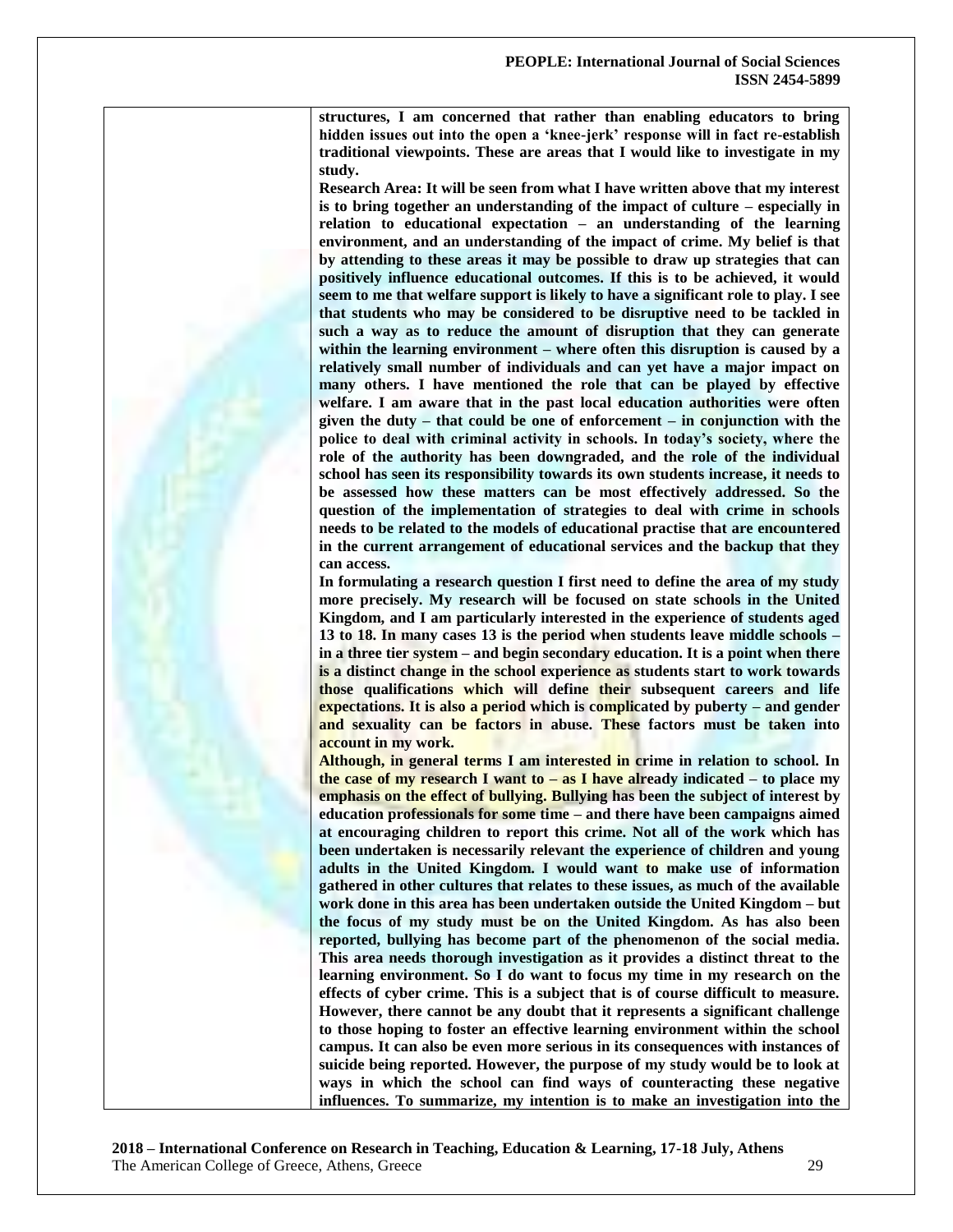**structures, I am concerned that rather than enabling educators to bring hidden issues out into the open a 'knee-jerk' response will in fact re-establish traditional viewpoints. These are areas that I would like to investigate in my study.**

**Research Area: It will be seen from what I have written above that my interest is to bring together an understanding of the impact of culture – especially in relation to educational expectation – an understanding of the learning environment, and an understanding of the impact of crime. My belief is that by attending to these areas it may be possible to draw up strategies that can positively influence educational outcomes. If this is to be achieved, it would seem to me that welfare support is likely to have a significant role to play. I see that students who may be considered to be disruptive need to be tackled in such a way as to reduce the amount of disruption that they can generate within the learning environment – where often this disruption is caused by a relatively small number of individuals and can yet have a major impact on many others. I have mentioned the role that can be played by effective welfare. I am aware that in the past local education authorities were often given the duty – that could be one of enforcement – in conjunction with the police to deal with criminal activity in schools. In today's society, where the role of the authority has been downgraded, and the role of the individual school has seen its responsibility towards its own students increase, it needs to be assessed how these matters can be most effectively addressed. So the question of the implementation of strategies to deal with crime in schools needs to be related to the models of educational practise that are encountered in the current arrangement of educational services and the backup that they can access.**

**In formulating a research question I first need to define the area of my study more precisely. My research will be focused on state schools in the United Kingdom, and I am particularly interested in the experience of students aged 13 to 18. In many cases 13 is the period when students leave middle schools – in a three tier system – and begin secondary education. It is a point when there is a distinct change in the school experience as students start to work towards those qualifications which will define their subsequent careers and life expectations. It is also a period which is complicated by puberty – and gender and sexuality can be factors in abuse. These factors must be taken into account in my work.**

**Although, in general terms I am interested in crime in relation to school. In the case of my research I want to – as I have already indicated – to place my emphasis on the effect of bullying. Bullying has been the subject of interest by education professionals for some time – and there have been campaigns aimed at encouraging children to report this crime. Not all of the work which has been undertaken is necessarily relevant the experience of children and young adults in the United Kingdom. I would want to make use of information gathered in other cultures that relates to these issues, as much of the available work done in this area has been undertaken outside the United Kingdom – but the focus of my study must be on the United Kingdom. As has also been reported, bullying has become part of the phenomenon of the social media. This area needs thorough investigation as it provides a distinct threat to the learning environment. So I do want to focus my time in my research on the effects of cyber crime. This is a subject that is of course difficult to measure. However, there cannot be any doubt that it represents a significant challenge to those hoping to foster an effective learning environment within the school campus. It can also be even more serious in its consequences with instances of suicide being reported. However, the purpose of my study would be to look at ways in which the school can find ways of counteracting these negative influences. To summarize, my intention is to make an investigation into the**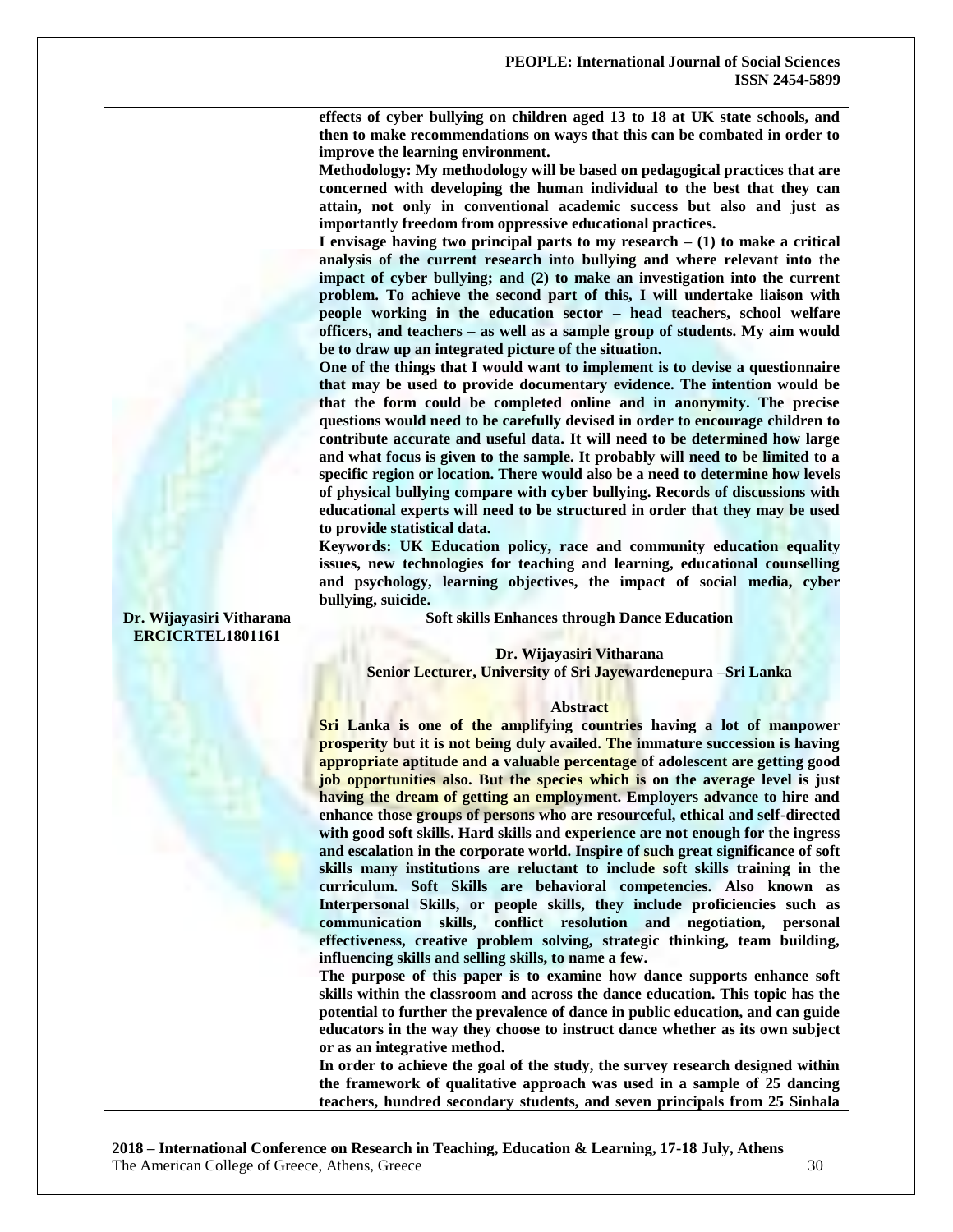| | |
|---|---|
| | **effects of cyber bullying on children aged 13 to 18 at UK state schools, and then to make recommendations on ways that this can be combated in order to improve the learning environment.**<br>**Methodology: My methodology will be based on pedagogical practices that are concerned with developing the human individual to the best that they can attain, not only in conventional academic success but also and just as importantly freedom from oppressive educational practices.**<br>**I envisage having two principal parts to my research – (1) to make a critical analysis of the current research into bullying and where relevant into the impact of cyber bullying; and (2) to make an investigation into the current problem. To achieve the second part of this, I will undertake liaison with people working in the education sector – head teachers, school welfare officers, and teachers – as well as a sample group of students. My aim would be to draw up an integrated picture of the situation.**<br>**One of the things that I would want to implement is to devise a questionnaire that may be used to provide documentary evidence. The intention would be that the form could be completed online and in anonymity. The precise questions would need to be carefully devised in order to encourage children to contribute accurate and useful data. It will need to be determined how large and what focus is given to the sample. It probably will need to be limited to a specific region or location. There would also be a need to determine how levels of physical bullying compare with cyber bullying. Records of discussions with educational experts will need to be structured in order that they may be used to provide statistical data.**<br>**Keywords: UK Education policy, race and community education equality issues, new technologies for teaching and learning, educational counselling and psychology, learning objectives, the impact of social media, cyber bullying, suicide.** |
| **Dr. Wijayasiri Vitharana**<br>**ERCICRTEL1801161** | **Soft skills Enhances through Dance Education**<br><br>**Dr. Wijayasiri Vitharana**<br>**Senior Lecturer, University of Sri Jayewardenepura –Sri Lanka**<br><br>**Abstract**<br>**Sri Lanka is one of the amplifying countries having a lot of manpower prosperity but it is not being duly availed. The immature succession is having appropriate aptitude and a valuable percentage of adolescent are getting good job opportunities also. But the species which is on the average level is just having the dream of getting an employment. Employers advance to hire and enhance those groups of persons who are resourceful, ethical and self-directed with good soft skills. Hard skills and experience are not enough for the ingress and escalation in the corporate world. Inspire of such great significance of soft skills many institutions are reluctant to include soft skills training in the curriculum. Soft Skills are behavioral competencies. Also known as Interpersonal Skills, or people skills, they include proficiencies such as communication skills, conflict resolution and negotiation, personal effectiveness, creative problem solving, strategic thinking, team building, influencing skills and selling skills, to name a few.**<br>**The purpose of this paper is to examine how dance supports enhance soft skills within the classroom and across the dance education. This topic has the potential to further the prevalence of dance in public education, and can guide educators in the way they choose to instruct dance whether as its own subject or as an integrative method.**<br>**In order to achieve the goal of the study, the survey research designed within the framework of qualitative approach was used in a sample of 25 dancing teachers, hundred secondary students, and seven principals from 25 Sinhala** |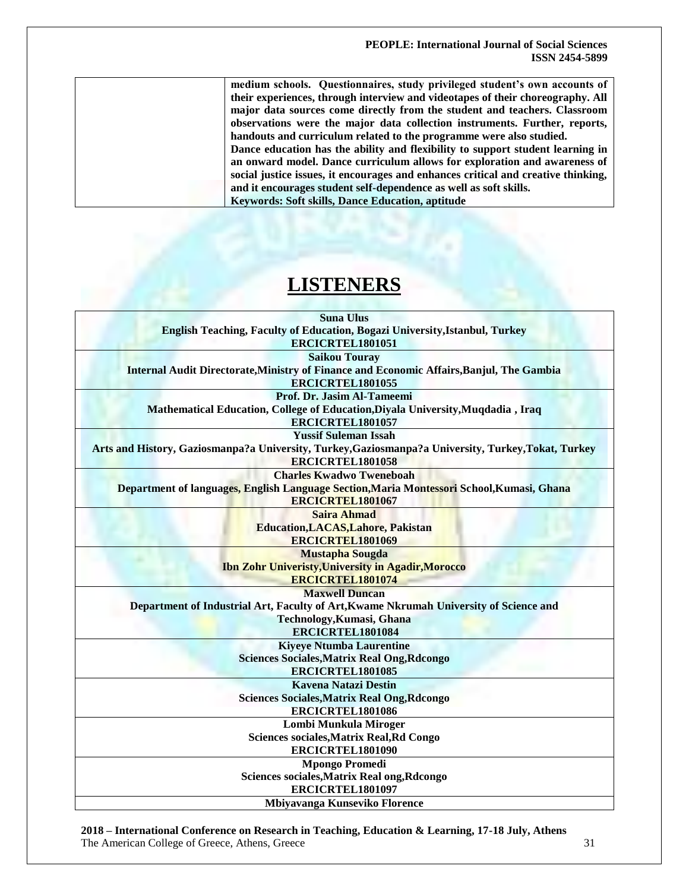|  | medium schools. Questionnaires, study privileged student's own accounts of their experiences, through interview and videotapes of their choreography. All major data sources come directly from the student and teachers. Classroom observations were the major data collection instruments. Further, reports, handouts and curriculum related to the programme were also studied. Dance education has the ability and flexibility to support student learning in an onward model. Dance curriculum allows for exploration and awareness of social justice issues, it encourages and enhances critical and creative thinking, and it encourages student self-dependence as well as soft skills. **Keywords: Soft skills, Dance Education, aptitude** |
|---|---|

# LISTENERS

| |
|---|
| **Suna Ulus**<br>**English Teaching, Faculty of Education, Bogazi University,Istanbul, Turkey**<br>**ERCICRTEL1801051** |
| **Saikou Touray**<br>**Internal Audit Directorate,Ministry of Finance and Economic Affairs,Banjul, The Gambia**<br>**ERCICRTEL1801055** |
| **Prof. Dr. Jasim Al-Tameemi**<br>**Mathematical Education, College of Education,Diyala University,Muqdadia , Iraq**<br>**ERCICRTEL1801057** |
| **Yussif Suleman Issah**<br>**Arts and History, Gaziosmanpa?a University, Turkey,Gaziosmanpa?a University, Turkey,Tokat, Turkey**<br>**ERCICRTEL1801058** |
| **Charles Kwadwo Tweneboah**<br>**Department of languages, English Language Section,Maria Montessori School,Kumasi, Ghana**<br>**ERCICRTEL1801067** |
| **Saira Ahmad**<br>**Education,LACAS,Lahore, Pakistan**<br>**ERCICRTEL1801069** |
| **Mustapha Sougda**<br>**Ibn Zohr Univeristy,University in Agadir,Morocco**<br>**ERCICRTEL1801074** |
| **Maxwell Duncan**<br>**Department of Industrial Art, Faculty of Art,Kwame Nkrumah University of Science and Technology,Kumasi, Ghana**<br>**ERCICRTEL1801084** |
| **Kiyeye Ntumba Laurentine**<br>**Sciences Sociales,Matrix Real Ong,Rdcongo**<br>**ERCICRTEL1801085** |
| **Kavena Natazi Destin**<br>**Sciences Sociales,Matrix Real Ong,Rdcongo**<br>**ERCICRTEL1801086** |
| **Lombi Munkula Miroger**<br>**Sciences sociales,Matrix Real,Rd Congo**<br>**ERCICRTEL1801090** |
| **Mpongo Promedi**<br>**Sciences sociales,Matrix Real ong,Rdcongo**<br>**ERCICRTEL1801097** |
| **Mbiyavanga Kunseviko Florence** |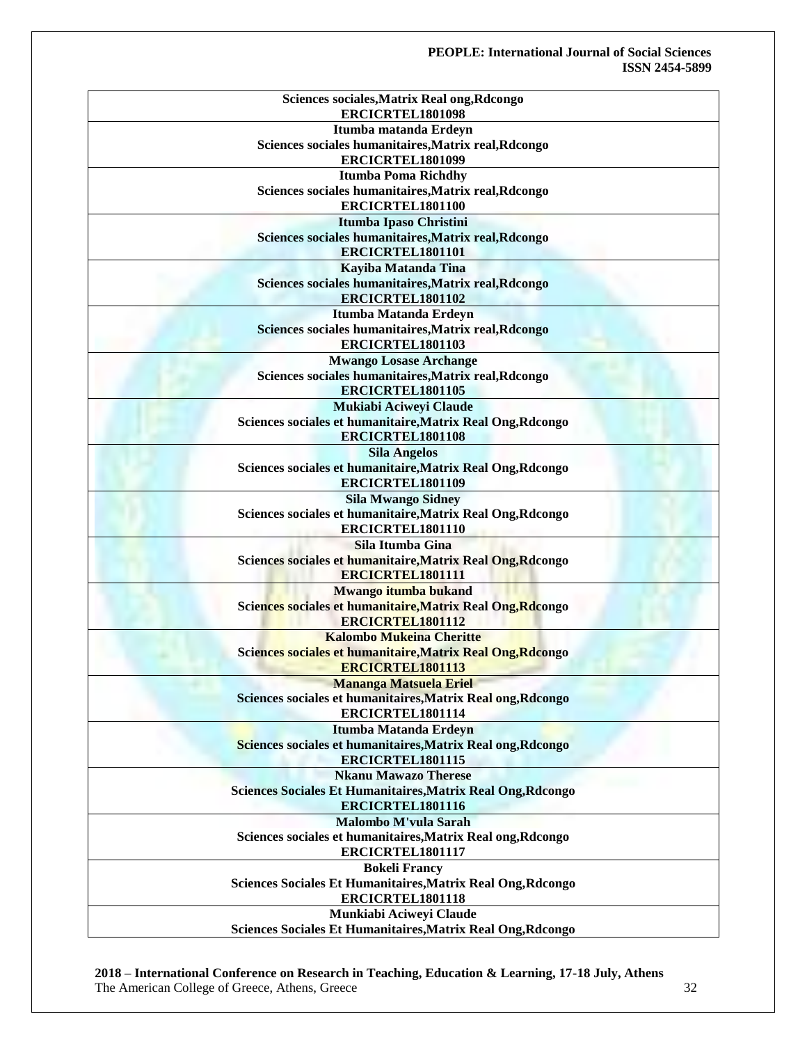| **Sciences sociales,Matrix Real ong,Rdcongo**<br>**ERCICRTEL1801098** |
|---|
| **Itumba matanda Erdeyn**<br>**Sciences sociales humanitaires,Matrix real,Rdcongo**<br>**ERCICRTEL1801099** |
| **Itumba Poma Richdhy**<br>**Sciences sociales humanitaires,Matrix real,Rdcongo**<br>**ERCICRTEL1801100** |
| **Itumba Ipaso Christini**<br>**Sciences sociales humanitaires,Matrix real,Rdcongo**<br>**ERCICRTEL1801101** |
| **Kayiba Matanda Tina**<br>**Sciences sociales humanitaires,Matrix real,Rdcongo**<br>**ERCICRTEL1801102** |
| **Itumba Matanda Erdeyn**<br>**Sciences sociales humanitaires,Matrix real,Rdcongo**<br>**ERCICRTEL1801103** |
| **Mwango Losase Archange**<br>**Sciences sociales humanitaires,Matrix real,Rdcongo**<br>**ERCICRTEL1801105** |
| **Mukiabi Aciweyi Claude**<br>**Sciences sociales et humanitaire,Matrix Real Ong,Rdcongo**<br>**ERCICRTEL1801108** |
| **Sila Angelos**<br>**Sciences sociales et humanitaire,Matrix Real Ong,Rdcongo**<br>**ERCICRTEL1801109** |
| **Sila Mwango Sidney**<br>**Sciences sociales et humanitaire,Matrix Real Ong,Rdcongo**<br>**ERCICRTEL1801110** |
| **Sila Itumba Gina**<br>**Sciences sociales et humanitaire,Matrix Real Ong,Rdcongo**<br>**ERCICRTEL1801111** |
| **Mwango itumba bukand**<br>**Sciences sociales et humanitaire,Matrix Real Ong,Rdcongo**<br>**ERCICRTEL1801112** |
| **Kalombo Mukeina Cheritte**<br>**Sciences sociales et humanitaire,Matrix Real Ong,Rdcongo**<br>**ERCICRTEL1801113** |
| **Mananga Matsuela Eriel**<br>**Sciences sociales et humanitaires,Matrix Real ong,Rdcongo**<br>**ERCICRTEL1801114** |
| **Itumba Matanda Erdeyn**<br>**Sciences sociales et humanitaires,Matrix Real ong,Rdcongo**<br>**ERCICRTEL1801115** |
| **Nkanu Mawazo Therese**<br>**Sciences Sociales Et Humanitaires,Matrix Real Ong,Rdcongo**<br>**ERCICRTEL1801116** |
| **Malombo M'vula Sarah**<br>**Sciences sociales et humanitaires,Matrix Real ong,Rdcongo**<br>**ERCICRTEL1801117** |
| **Bokeli Francy**<br>**Sciences Sociales Et Humanitaires,Matrix Real Ong,Rdcongo**<br>**ERCICRTEL1801118** |
| **Munkiabi Aciweyi Claude**<br>**Sciences Sociales Et Humanitaires,Matrix Real Ong,Rdcongo** |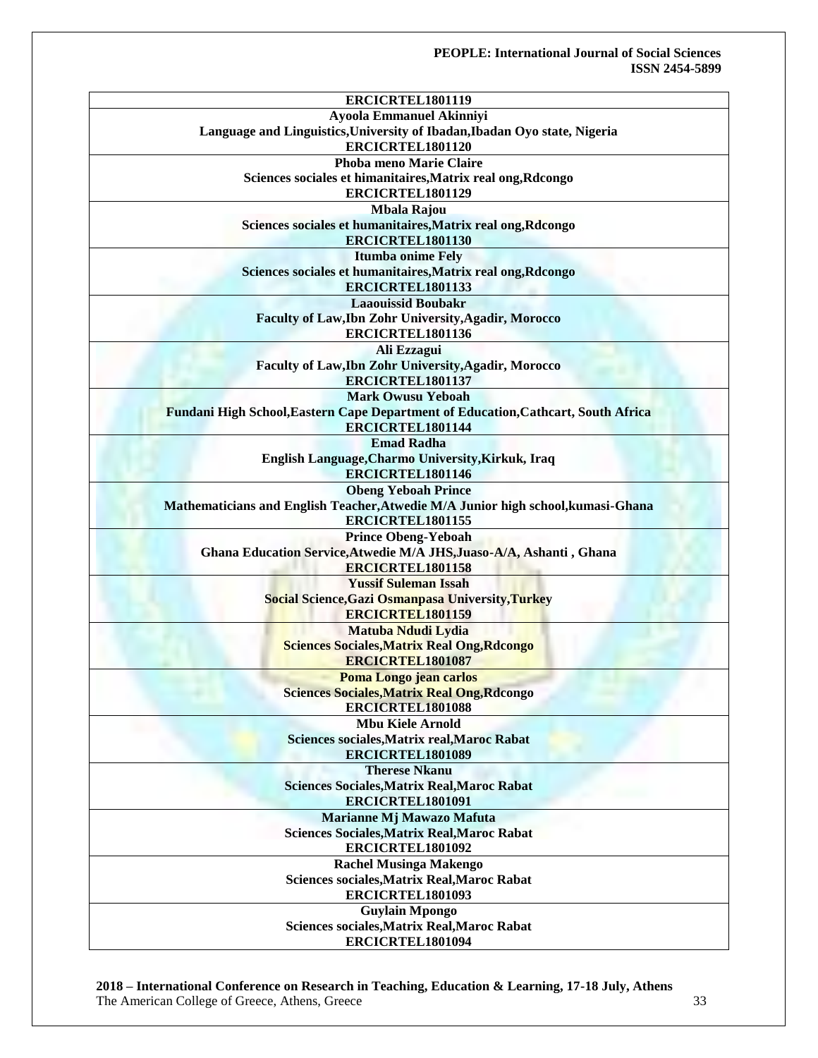| **ERCICRTEL1801119** |
|---|
| **Ayoola Emmanuel Akinniyi**<br>**Language and Linguistics,University of Ibadan,Ibadan Oyo state, Nigeria**<br>**ERCICRTEL1801120** |
| **Phoba meno Marie Claire**<br>**Sciences sociales et himanitaires,Matrix real ong,Rdcongo**<br>**ERCICRTEL1801129** |
| **Mbala Rajou**<br>**Sciences sociales et humanitaires,Matrix real ong,Rdcongo**<br>**ERCICRTEL1801130** |
| **Itumba onime Fely**<br>**Sciences sociales et humanitaires,Matrix real ong,Rdcongo**<br>**ERCICRTEL1801133** |
| **Laaouissid Boubakr**<br>**Faculty of Law,Ibn Zohr University,Agadir, Morocco**<br>**ERCICRTEL1801136** |
| **Ali Ezzagui**<br>**Faculty of Law,Ibn Zohr University,Agadir, Morocco**<br>**ERCICRTEL1801137** |
| **Mark Owusu Yeboah**<br>**Fundani High School,Eastern Cape Department of Education,Cathcart, South Africa**<br>**ERCICRTEL1801144** |
| **Emad Radha**<br>**English Language,Charmo University,Kirkuk, Iraq**<br>**ERCICRTEL1801146** |
| **Obeng Yeboah Prince**<br>**Mathematicians and English Teacher,Atwedie M/A Junior high school,kumasi-Ghana**<br>**ERCICRTEL1801155** |
| **Prince Obeng-Yeboah**<br>**Ghana Education Service,Atwedie M/A JHS,Juaso-A/A, Ashanti , Ghana**<br>**ERCICRTEL1801158** |
| **Yussif Suleman Issah**<br>**Social Science,Gazi Osmanpasa University,Turkey**<br>**ERCICRTEL1801159** |
| **Matuba Ndudi Lydia**<br>**Sciences Sociales,Matrix Real Ong,Rdcongo**<br>**ERCICRTEL1801087** |
| **Poma Longo jean carlos**<br>**Sciences Sociales,Matrix Real Ong,Rdcongo**<br>**ERCICRTEL1801088** |
| **Mbu Kiele Arnold**<br>**Sciences sociales,Matrix real,Maroc Rabat**<br>**ERCICRTEL1801089** |
| **Therese Nkanu**<br>**Sciences Sociales,Matrix Real,Maroc Rabat**<br>**ERCICRTEL1801091** |
| **Marianne Mj Mawazo Mafuta**<br>**Sciences Sociales,Matrix Real,Maroc Rabat**<br>**ERCICRTEL1801092** |
| **Rachel Musinga Makengo**<br>**Sciences sociales,Matrix Real,Maroc Rabat**<br>**ERCICRTEL1801093** |
| **Guylain Mpongo**<br>**Sciences sociales,Matrix Real,Maroc Rabat**<br>**ERCICRTEL1801094** |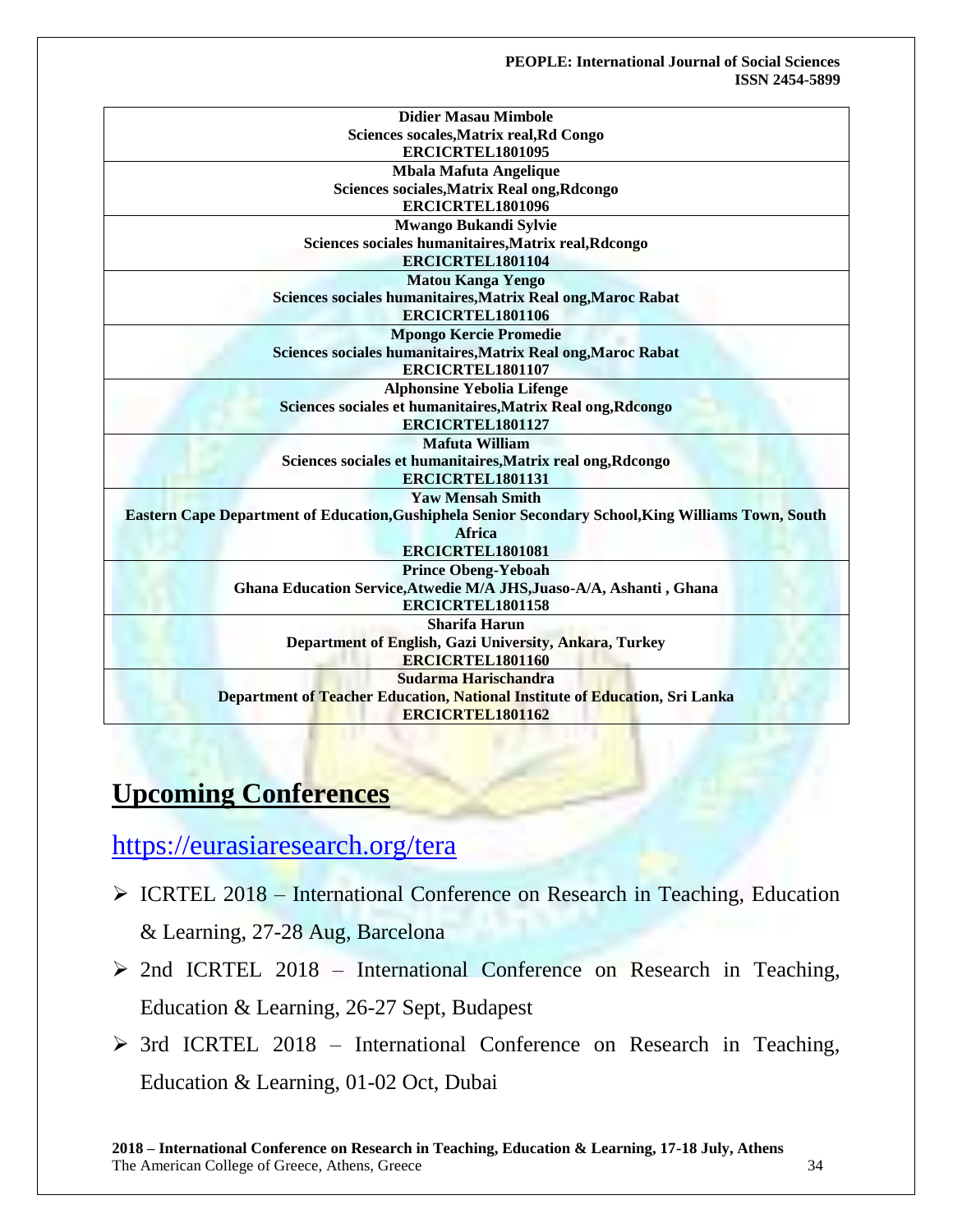| Didier Masau Mimbole<br>Sciences socales,Matrix real,Rd Congo<br>ERCICRTEL1801095 |
|---|
| Mbala Mafuta Angelique<br>Sciences sociales,Matrix Real ong,Rdcongo<br>ERCICRTEL1801096 |
| Mwango Bukandi Sylvie<br>Sciences sociales humanitaires,Matrix real,Rdcongo<br>ERCICRTEL1801104 |
| Matou Kanga Yengo<br>Sciences sociales humanitaires,Matrix Real ong,Maroc Rabat<br>ERCICRTEL1801106 |
| Mpongo Kercie Promedie<br>Sciences sociales humanitaires,Matrix Real ong,Maroc Rabat<br>ERCICRTEL1801107 |
| Alphonsine Yebolia Lifenge<br>Sciences sociales et humanitaires,Matrix Real ong,Rdcongo<br>ERCICRTEL1801127 |
| Mafuta William<br>Sciences sociales et humanitaires,Matrix real ong,Rdcongo<br>ERCICRTEL1801131 |
| Yaw Mensah Smith<br>Eastern Cape Department of Education,Gushiphela Senior Secondary School,King Williams Town, South Africa<br>ERCICRTEL1801081 |
| Prince Obeng-Yeboah<br>Ghana Education Service,Atwedie M/A JHS,Juaso-A/A, Ashanti , Ghana<br>ERCICRTEL1801158 |
| Sharifa Harun<br>Department of English, Gazi University, Ankara, Turkey<br>ERCICRTEL1801160 |
| Sudarma Harischandra<br>Department of Teacher Education, National Institute of Education, Sri Lanka<br>ERCICRTEL1801162 |

## Upcoming Conferences

https://eurasiaresearch.org/tera

- ICRTEL 2018 – International Conference on Research in Teaching, Education & Learning, 27-28 Aug, Barcelona
- 2nd ICRTEL 2018 – International Conference on Research in Teaching, Education & Learning, 26-27 Sept, Budapest
- 3rd ICRTEL 2018 – International Conference on Research in Teaching, Education & Learning, 01-02 Oct, Dubai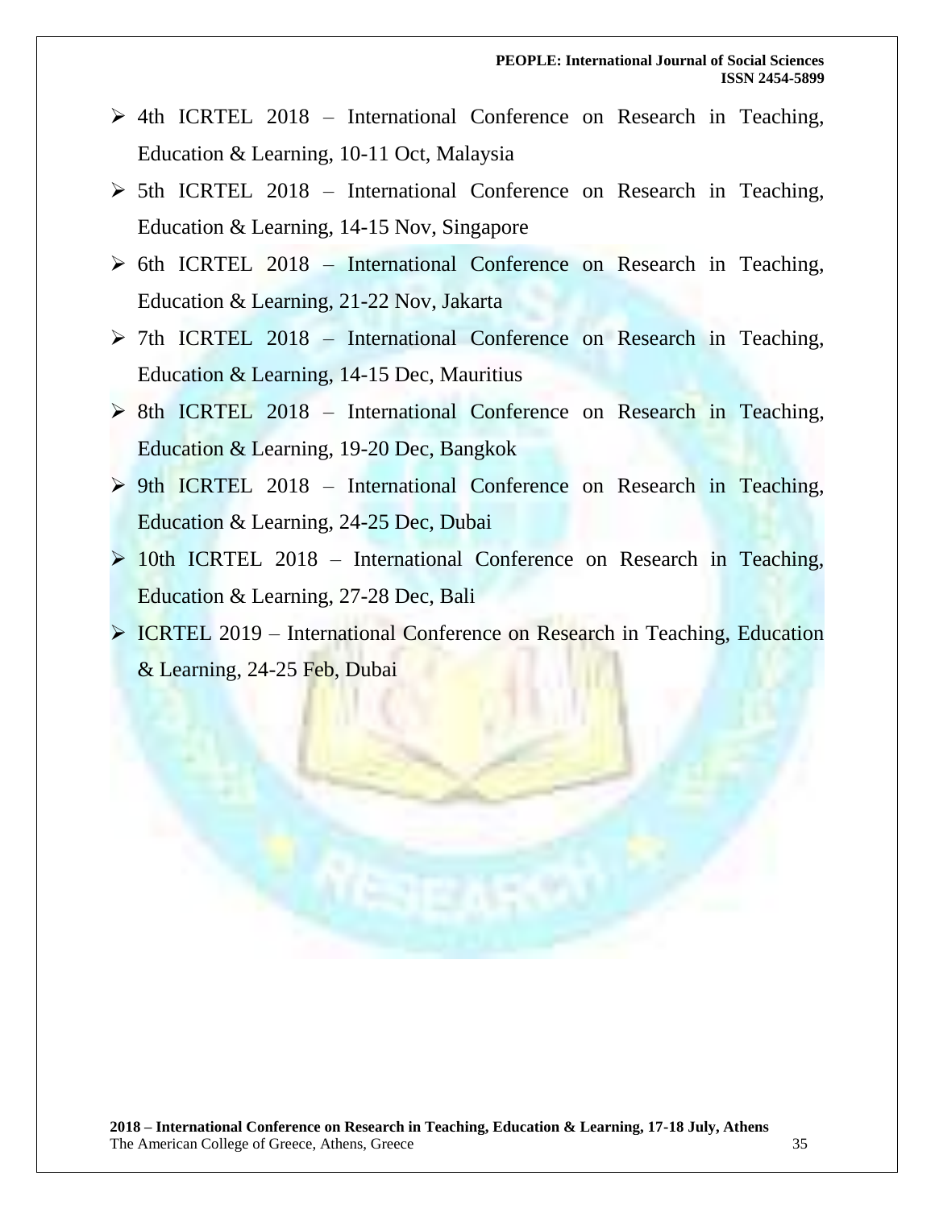- 4th ICRTEL 2018 – International Conference on Research in Teaching, Education & Learning, 10-11 Oct, Malaysia
- 5th ICRTEL 2018 – International Conference on Research in Teaching, Education & Learning, 14-15 Nov, Singapore
- 6th ICRTEL 2018 – International Conference on Research in Teaching, Education & Learning, 21-22 Nov, Jakarta
- 7th ICRTEL 2018 – International Conference on Research in Teaching, Education & Learning, 14-15 Dec, Mauritius
- 8th ICRTEL 2018 – International Conference on Research in Teaching, Education & Learning, 19-20 Dec, Bangkok
- 9th ICRTEL 2018 – International Conference on Research in Teaching, Education & Learning, 24-25 Dec, Dubai
- 10th ICRTEL 2018 – International Conference on Research in Teaching, Education & Learning, 27-28 Dec, Bali
- ICRTEL 2019 – International Conference on Research in Teaching, Education & Learning, 24-25 Feb, Dubai